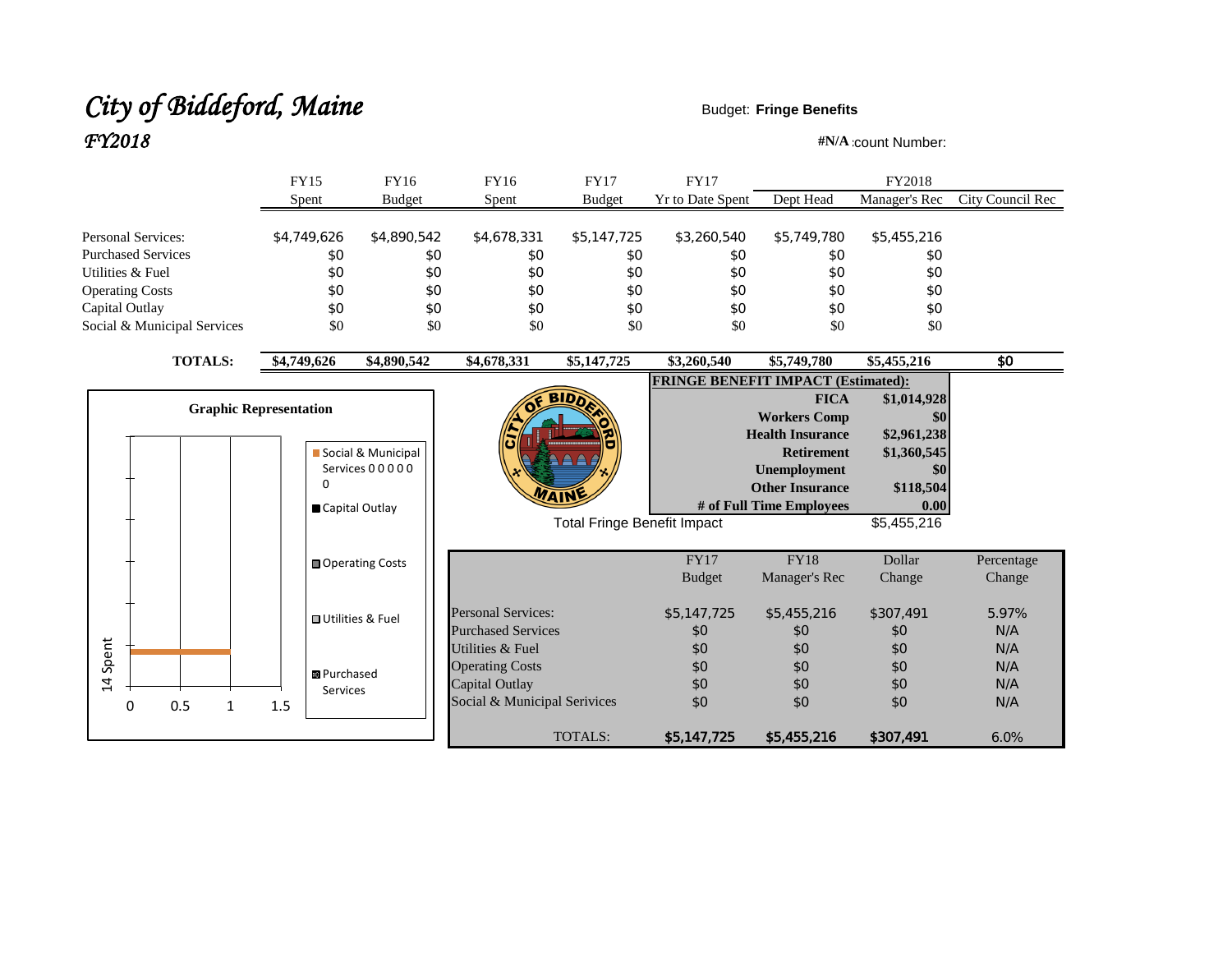# *City of Biddeford, Maine*
## *FY2018*

Budget: **Fringe Benefits**

**#N/A** :count Number:

| | FY15 Spent | FY16 Budget | FY16 Spent | FY17 Budget | FY17 Yr to Date Spent | FY2018 Dept Head | FY2018 Manager's Rec | FY2018 City Council Rec |
|---|---|---|---|---|---|---|---|---|
| Personal Services: | $4,749,626 | $4,890,542 | $4,678,331 | $5,147,725 | $3,260,540 | $5,749,780 | $5,455,216 | |
| Purchased Services | $0 | $0 | $0 | $0 | $0 | $0 | $0 | |
| Utilities & Fuel | $0 | $0 | $0 | $0 | $0 | $0 | $0 | |
| Operating Costs | $0 | $0 | $0 | $0 | $0 | $0 | $0 | |
| Capital Outlay | $0 | $0 | $0 | $0 | $0 | $0 | $0 | |
| Social & Municipal Services | $0 | $0 | $0 | $0 | $0 | $0 | $0 | |
| **TOTALS:** | **$4,749,626** | **$4,890,542** | **$4,678,331** | **$5,147,725** | **$3,260,540** | **$5,749,780** | **$5,455,216** | **$0** |

**FRINGE BENEFIT IMPACT (Estimated):**

| | |
|---|---|
| **FICA** | **$1,014,928** |
| **Workers Comp** | **$0** |
| **Health Insurance** | **$2,961,238** |
| **Retirement** | **$1,360,545** |
| **Unemployment** | **$0** |
| **Other Insurance** | **$118,504** |
| **# of Full Time Employees** | **0.00** |
| Total Fringe Benefit Impact | $5,455,216 |

**Graphic Representation**

Legend: Social & Municipal Services 0 0 0 0 0 0; Capital Outlay; Operating Costs; Utilities & Fuel; Purchased Services

Axis: 14 Spent; 0, 0.5, 1, 1.5

| | FY17 Budget | FY18 Manager's Rec | Dollar Change | Percentage Change |
|---|---|---|---|---|
| Personal Services: | $5,147,725 | $5,455,216 | $307,491 | 5.97% |
| Purchased Services | $0 | $0 | $0 | N/A |
| Utilities & Fuel | $0 | $0 | $0 | N/A |
| Operating Costs | $0 | $0 | $0 | N/A |
| Capital Outlay | $0 | $0 | $0 | N/A |
| Social & Municipal Serivices | $0 | $0 | $0 | N/A |
| TOTALS: | **$5,147,725** | **$5,455,216** | **$307,491** | 6.0% |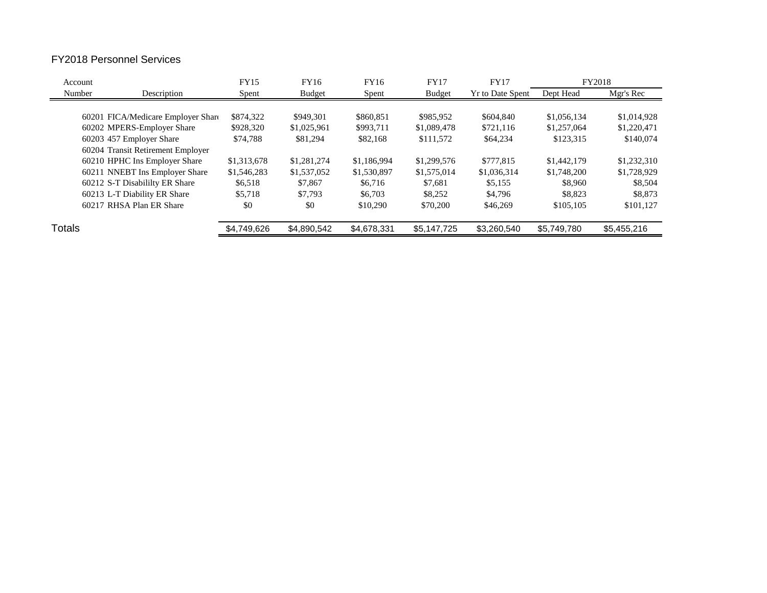FY2018 Personnel Services

| Account Number | Description | FY15 Spent | FY16 Budget | FY16 Spent | FY17 Budget | FY17 Yr to Date Spent | FY2018 Dept Head | FY2018 Mgr's Rec |
|---|---|---|---|---|---|---|---|---|
| 60201 | FICA/Medicare Employer Share | $874,322 | $949,301 | $860,851 | $985,952 | $604,840 | $1,056,134 | $1,014,928 |
| 60202 | MPERS-Employer Share | $928,320 | $1,025,961 | $993,711 | $1,089,478 | $721,116 | $1,257,064 | $1,220,471 |
| 60203 | 457 Employer Share | $74,788 | $81,294 | $82,168 | $111,572 | $64,234 | $123,315 | $140,074 |
| 60204 | Transit Retirement Employer | | | | | | | |
| 60210 | HPHC Ins Employer Share | $1,313,678 | $1,281,274 | $1,186,994 | $1,299,576 | $777,815 | $1,442,179 | $1,232,310 |
| 60211 | NNEBT Ins Employer Share | $1,546,283 | $1,537,052 | $1,530,897 | $1,575,014 | $1,036,314 | $1,748,200 | $1,728,929 |
| 60212 | S-T Disabililty ER Share | $6,518 | $7,867 | $6,716 | $7,681 | $5,155 | $8,960 | $8,504 |
| 60213 | L-T Diability ER Share | $5,718 | $7,793 | $6,703 | $8,252 | $4,796 | $8,823 | $8,873 |
| 60217 | RHSA Plan ER Share | $0 | $0 | $10,290 | $70,200 | $46,269 | $105,105 | $101,127 |
| Totals | | $4,749,626 | $4,890,542 | $4,678,331 | $5,147,725 | $3,260,540 | $5,749,780 | $5,455,216 |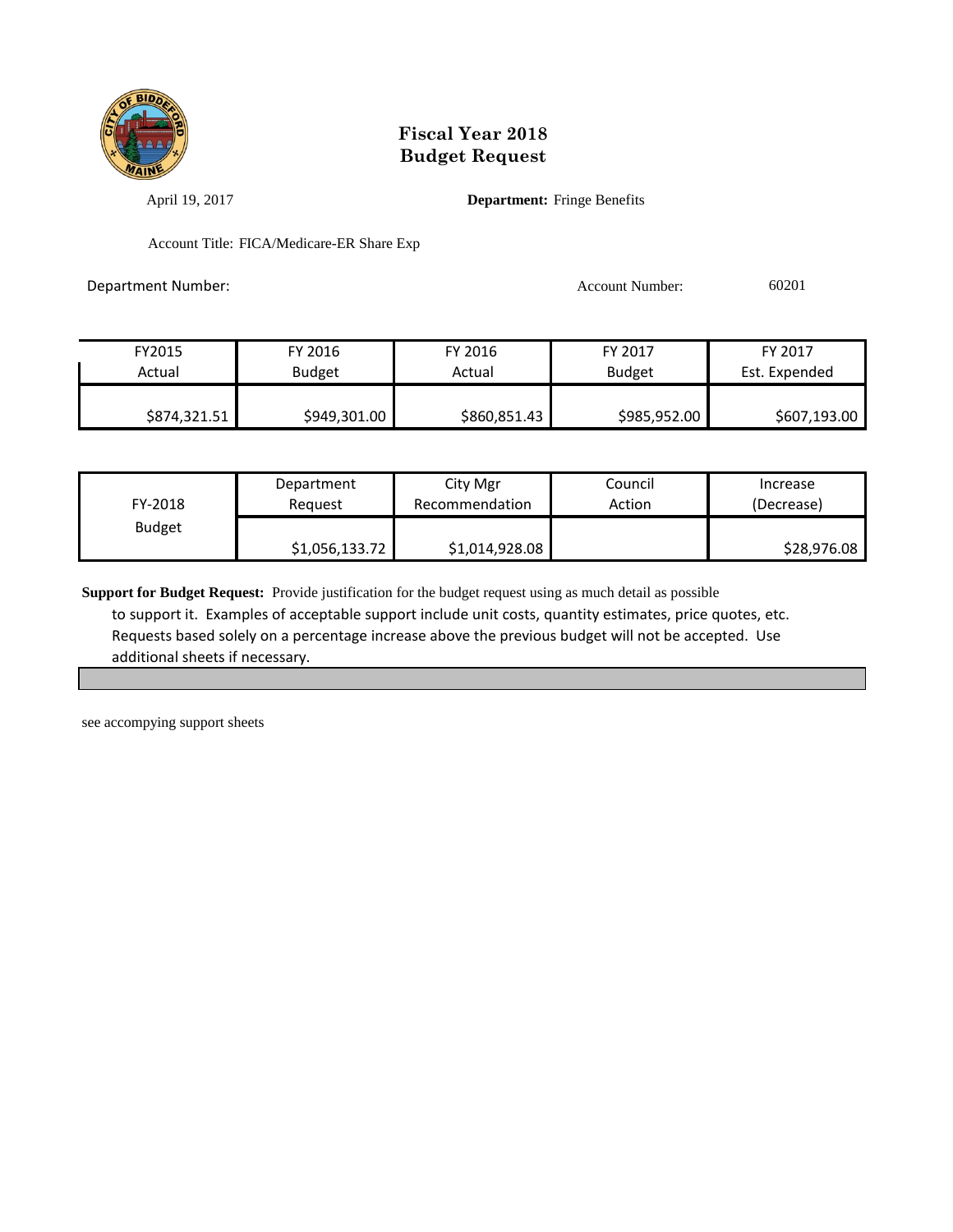# Fiscal Year 2018
# Budget Request

April 19, 2017

**Department:** Fringe Benefits

Account Title: FICA/Medicare-ER Share Exp

Department Number:

Account Number: 60201

| FY2015 Actual | FY 2016 Budget | FY 2016 Actual | FY 2017 Budget | FY 2017 Est. Expended |
|---|---|---|---|---|
| $874,321.51 | $949,301.00 | $860,851.43 | $985,952.00 | $607,193.00 |

| FY-2018 Budget | Department Request | City Mgr Recommendation | Council Action | Increase (Decrease) |
|---|---|---|---|---|
| | $1,056,133.72 | $1,014,928.08 | | $28,976.08 |

**Support for Budget Request:** Provide justification for the budget request using as much detail as possible to support it. Examples of acceptable support include unit costs, quantity estimates, price quotes, etc. Requests based solely on a percentage increase above the previous budget will not be accepted. Use additional sheets if necessary.

see accompying support sheets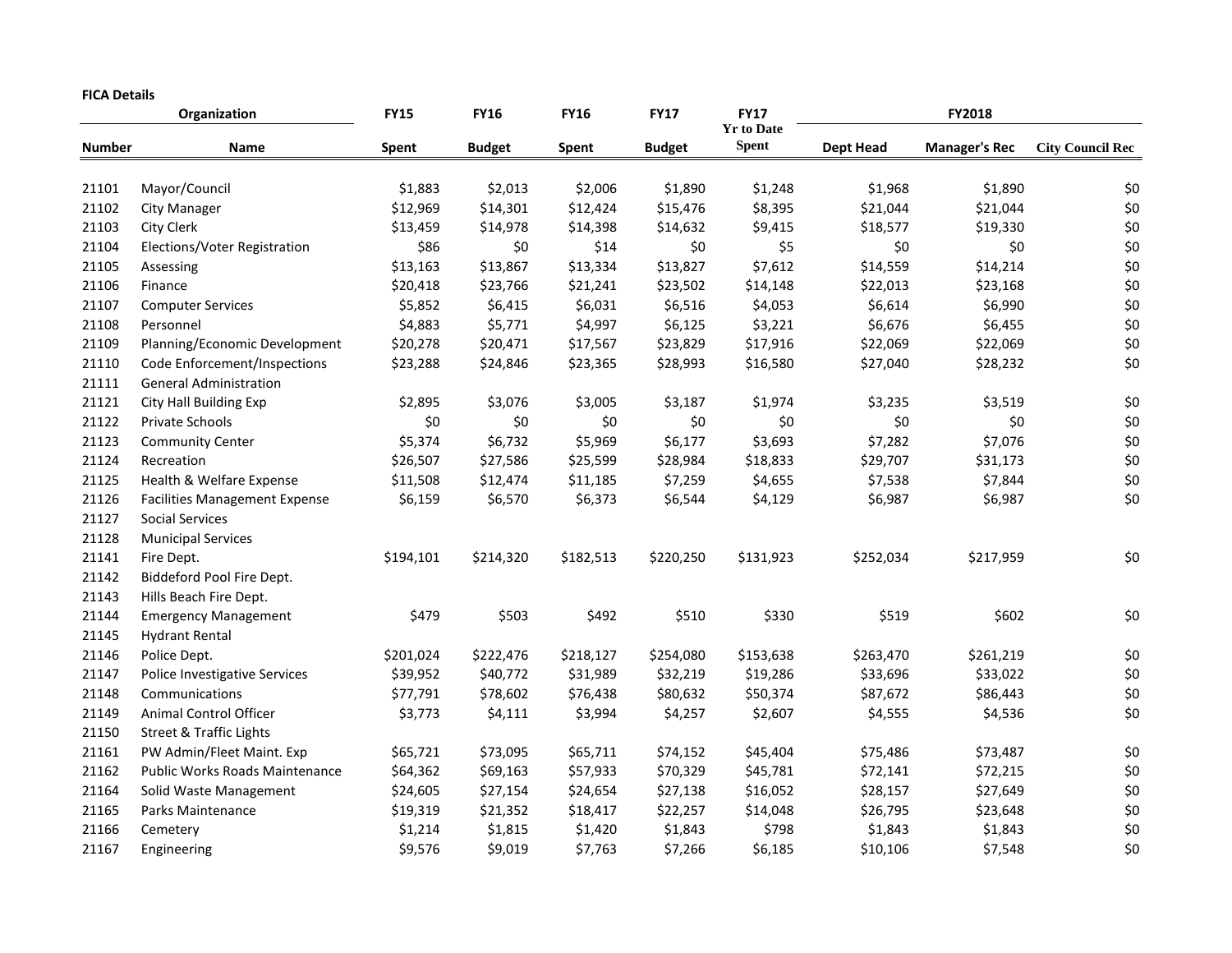**FICA Details**

| Organization | | FY15 | FY16 | FY16 | FY17 | FY17 | FY2018 | | |
|---|---|---|---|---|---|---|---|---|---|
| Number | Name | Spent | Budget | Spent | Budget | Yr to Date Spent | Dept Head | Manager's Rec | City Council Rec |
| 21101 | Mayor/Council | $1,883 | $2,013 | $2,006 | $1,890 | $1,248 | $1,968 | $1,890 | $0 |
| 21102 | City Manager | $12,969 | $14,301 | $12,424 | $15,476 | $8,395 | $21,044 | $21,044 | $0 |
| 21103 | City Clerk | $13,459 | $14,978 | $14,398 | $14,632 | $9,415 | $18,577 | $19,330 | $0 |
| 21104 | Elections/Voter Registration | $86 | $0 | $14 | $0 | $5 | $0 | $0 | $0 |
| 21105 | Assessing | $13,163 | $13,867 | $13,334 | $13,827 | $7,612 | $14,559 | $14,214 | $0 |
| 21106 | Finance | $20,418 | $23,766 | $21,241 | $23,502 | $14,148 | $22,013 | $23,168 | $0 |
| 21107 | Computer Services | $5,852 | $6,415 | $6,031 | $6,516 | $4,053 | $6,614 | $6,990 | $0 |
| 21108 | Personnel | $4,883 | $5,771 | $4,997 | $6,125 | $3,221 | $6,676 | $6,455 | $0 |
| 21109 | Planning/Economic Development | $20,278 | $20,471 | $17,567 | $23,829 | $17,916 | $22,069 | $22,069 | $0 |
| 21110 | Code Enforcement/Inspections | $23,288 | $24,846 | $23,365 | $28,993 | $16,580 | $27,040 | $28,232 | $0 |
| 21111 | General Administration | | | | | | | | |
| 21121 | City Hall Building Exp | $2,895 | $3,076 | $3,005 | $3,187 | $1,974 | $3,235 | $3,519 | $0 |
| 21122 | Private Schools | $0 | $0 | $0 | $0 | $0 | $0 | $0 | $0 |
| 21123 | Community Center | $5,374 | $6,732 | $5,969 | $6,177 | $3,693 | $7,282 | $7,076 | $0 |
| 21124 | Recreation | $26,507 | $27,586 | $25,599 | $28,984 | $18,833 | $29,707 | $31,173 | $0 |
| 21125 | Health & Welfare Expense | $11,508 | $12,474 | $11,185 | $7,259 | $4,655 | $7,538 | $7,844 | $0 |
| 21126 | Facilities Management Expense | $6,159 | $6,570 | $6,373 | $6,544 | $4,129 | $6,987 | $6,987 | $0 |
| 21127 | Social Services | | | | | | | | |
| 21128 | Municipal Services | | | | | | | | |
| 21141 | Fire Dept. | $194,101 | $214,320 | $182,513 | $220,250 | $131,923 | $252,034 | $217,959 | $0 |
| 21142 | Biddeford Pool Fire Dept. | | | | | | | | |
| 21143 | Hills Beach Fire Dept. | | | | | | | | |
| 21144 | Emergency Management | $479 | $503 | $492 | $510 | $330 | $519 | $602 | $0 |
| 21145 | Hydrant Rental | | | | | | | | |
| 21146 | Police Dept. | $201,024 | $222,476 | $218,127 | $254,080 | $153,638 | $263,470 | $261,219 | $0 |
| 21147 | Police Investigative Services | $39,952 | $40,772 | $31,989 | $32,219 | $19,286 | $33,696 | $33,022 | $0 |
| 21148 | Communications | $77,791 | $78,602 | $76,438 | $80,632 | $50,374 | $87,672 | $86,443 | $0 |
| 21149 | Animal Control Officer | $3,773 | $4,111 | $3,994 | $4,257 | $2,607 | $4,555 | $4,536 | $0 |
| 21150 | Street & Traffic Lights | | | | | | | | |
| 21161 | PW Admin/Fleet Maint. Exp | $65,721 | $73,095 | $65,711 | $74,152 | $45,404 | $75,486 | $73,487 | $0 |
| 21162 | Public Works Roads Maintenance | $64,362 | $69,163 | $57,933 | $70,329 | $45,781 | $72,141 | $72,215 | $0 |
| 21164 | Solid Waste Management | $24,605 | $27,154 | $24,654 | $27,138 | $16,052 | $28,157 | $27,649 | $0 |
| 21165 | Parks Maintenance | $19,319 | $21,352 | $18,417 | $22,257 | $14,048 | $26,795 | $23,648 | $0 |
| 21166 | Cemetery | $1,214 | $1,815 | $1,420 | $1,843 | $798 | $1,843 | $1,843 | $0 |
| 21167 | Engineering | $9,576 | $9,019 | $7,763 | $7,266 | $6,185 | $10,106 | $7,548 | $0 |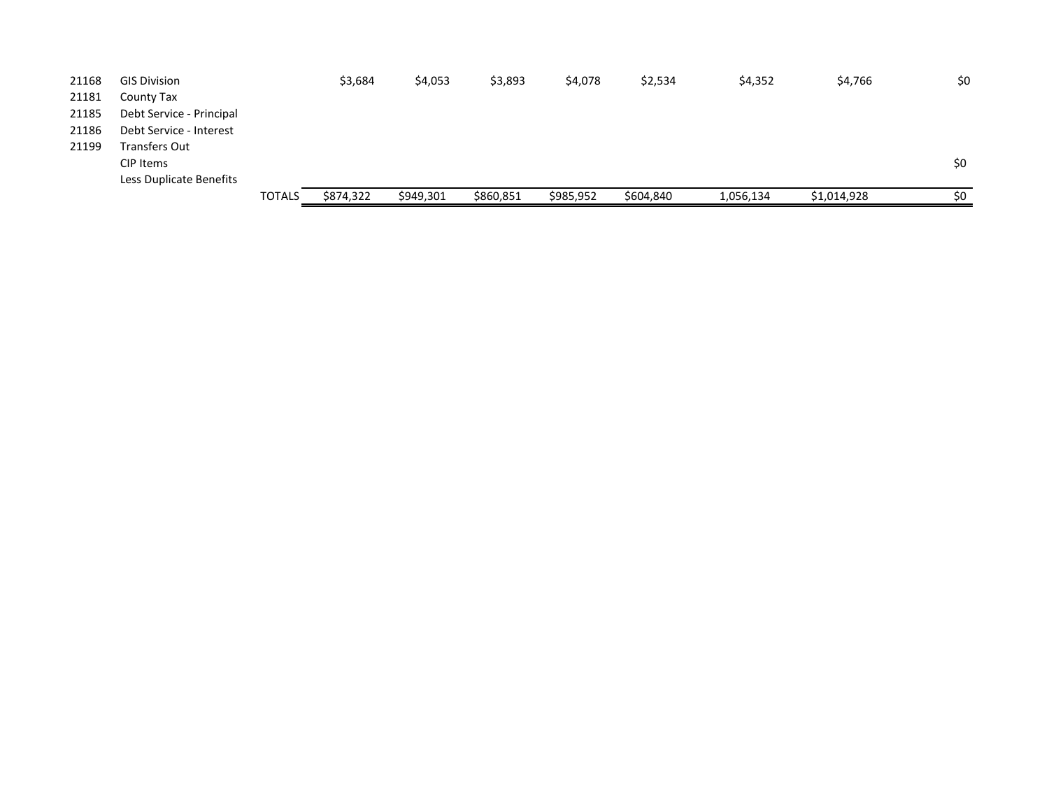| | | | | | | | | | | |
|---|---|---|---|---|---|---|---|---|---|---|
| 21168 | GIS Division | | $3,684 | $4,053 | $3,893 | $4,078 | $2,534 | $4,352 | $4,766 | $0 |
| 21181 | County Tax | | | | | | | | | |
| 21185 | Debt Service - Principal | | | | | | | | | |
| 21186 | Debt Service - Interest | | | | | | | | | |
| 21199 | Transfers Out | | | | | | | | | |
| | CIP Items | | | | | | | | | $0 |
| | Less Duplicate Benefits | | | | | | | | | |
| | | TOTALS | $874,322 | $949,301 | $860,851 | $985,952 | $604,840 | 1,056,134 | $1,014,928 | $0 |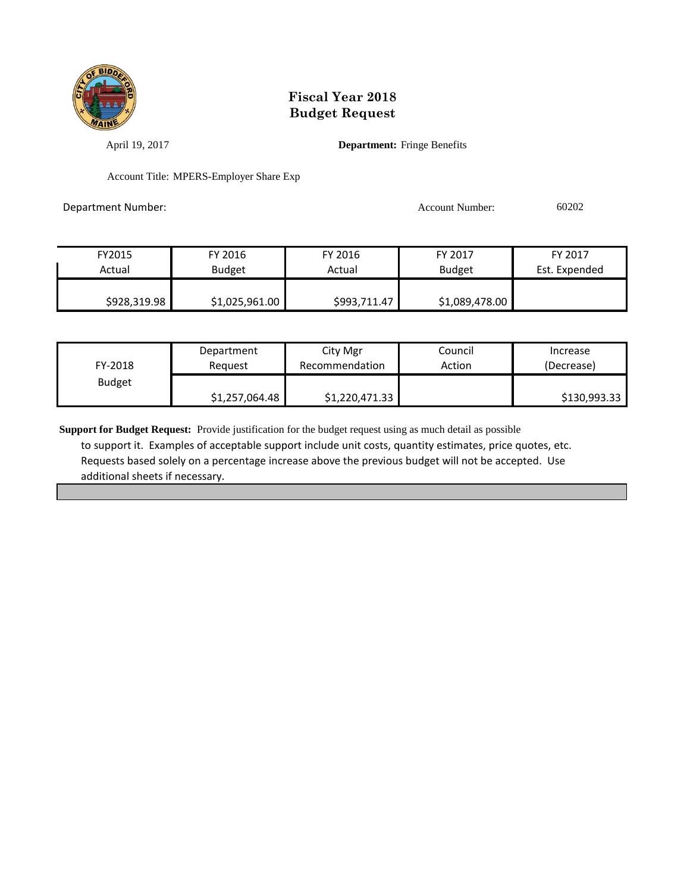# Fiscal Year 2018
# Budget Request

April 19, 2017

**Department:** Fringe Benefits

Account Title: MPERS-Employer Share Exp

Department Number:

Account Number: 60202

| FY2015 Actual | FY 2016 Budget | FY 2016 Actual | FY 2017 Budget | FY 2017 Est. Expended |
|---|---|---|---|---|
| $928,319.98 | $1,025,961.00 | $993,711.47 | $1,089,478.00 | |

| FY-2018 Budget | Department Request | City Mgr Recommendation | Council Action | Increase (Decrease) |
|---|---|---|---|---|
| | $1,257,064.48 | $1,220,471.33 | | $130,993.33 |

**Support for Budget Request:** Provide justification for the budget request using as much detail as possible to support it. Examples of acceptable support include unit costs, quantity estimates, price quotes, etc. Requests based solely on a percentage increase above the previous budget will not be accepted. Use additional sheets if necessary.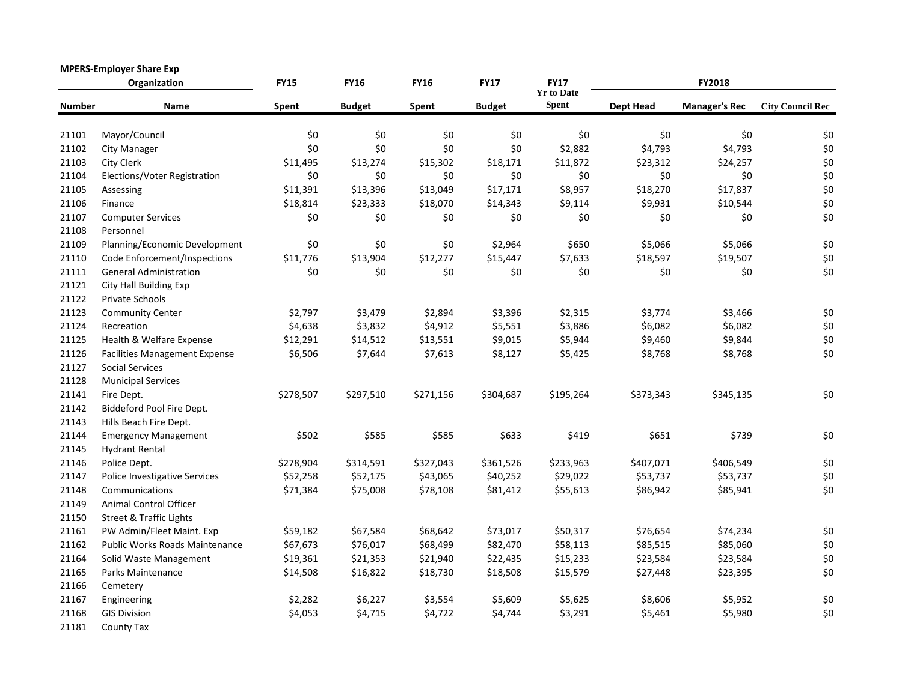**MPERS-Employer Share Exp**

| Organization | | FY15 | FY16 | FY16 | FY17 | FY17 | FY2018 | | |
|---|---|---|---|---|---|---|---|---|---|
| Number | Name | Spent | Budget | Spent | Budget | Yr to Date Spent | Dept Head | Manager's Rec | City Council Rec |
| 21101 | Mayor/Council | $0 | $0 | $0 | $0 | $0 | $0 | $0 | $0 |
| 21102 | City Manager | $0 | $0 | $0 | $0 | $2,882 | $4,793 | $4,793 | $0 |
| 21103 | City Clerk | $11,495 | $13,274 | $15,302 | $18,171 | $11,872 | $23,312 | $24,257 | $0 |
| 21104 | Elections/Voter Registration | $0 | $0 | $0 | $0 | $0 | $0 | $0 | $0 |
| 21105 | Assessing | $11,391 | $13,396 | $13,049 | $17,171 | $8,957 | $18,270 | $17,837 | $0 |
| 21106 | Finance | $18,814 | $23,333 | $18,070 | $14,343 | $9,114 | $9,931 | $10,544 | $0 |
| 21107 | Computer Services | $0 | $0 | $0 | $0 | $0 | $0 | $0 | $0 |
| 21108 | Personnel | | | | | | | | |
| 21109 | Planning/Economic Development | $0 | $0 | $0 | $2,964 | $650 | $5,066 | $5,066 | $0 |
| 21110 | Code Enforcement/Inspections | $11,776 | $13,904 | $12,277 | $15,447 | $7,633 | $18,597 | $19,507 | $0 |
| 21111 | General Administration | $0 | $0 | $0 | $0 | $0 | $0 | $0 | $0 |
| 21121 | City Hall Building Exp | | | | | | | | |
| 21122 | Private Schools | | | | | | | | |
| 21123 | Community Center | $2,797 | $3,479 | $2,894 | $3,396 | $2,315 | $3,774 | $3,466 | $0 |
| 21124 | Recreation | $4,638 | $3,832 | $4,912 | $5,551 | $3,886 | $6,082 | $6,082 | $0 |
| 21125 | Health & Welfare Expense | $12,291 | $14,512 | $13,551 | $9,015 | $5,944 | $9,460 | $9,844 | $0 |
| 21126 | Facilities Management Expense | $6,506 | $7,644 | $7,613 | $8,127 | $5,425 | $8,768 | $8,768 | $0 |
| 21127 | Social Services | | | | | | | | |
| 21128 | Municipal Services | | | | | | | | |
| 21141 | Fire Dept. | $278,507 | $297,510 | $271,156 | $304,687 | $195,264 | $373,343 | $345,135 | $0 |
| 21142 | Biddeford Pool Fire Dept. | | | | | | | | |
| 21143 | Hills Beach Fire Dept. | | | | | | | | |
| 21144 | Emergency Management | $502 | $585 | $585 | $633 | $419 | $651 | $739 | $0 |
| 21145 | Hydrant Rental | | | | | | | | |
| 21146 | Police Dept. | $278,904 | $314,591 | $327,043 | $361,526 | $233,963 | $407,071 | $406,549 | $0 |
| 21147 | Police Investigative Services | $52,258 | $52,175 | $43,065 | $40,252 | $29,022 | $53,737 | $53,737 | $0 |
| 21148 | Communications | $71,384 | $75,008 | $78,108 | $81,412 | $55,613 | $86,942 | $85,941 | $0 |
| 21149 | Animal Control Officer | | | | | | | | |
| 21150 | Street & Traffic Lights | | | | | | | | |
| 21161 | PW Admin/Fleet Maint. Exp | $59,182 | $67,584 | $68,642 | $73,017 | $50,317 | $76,654 | $74,234 | $0 |
| 21162 | Public Works Roads Maintenance | $67,673 | $76,017 | $68,499 | $82,470 | $58,113 | $85,515 | $85,060 | $0 |
| 21164 | Solid Waste Management | $19,361 | $21,353 | $21,940 | $22,435 | $15,233 | $23,584 | $23,584 | $0 |
| 21165 | Parks Maintenance | $14,508 | $16,822 | $18,730 | $18,508 | $15,579 | $27,448 | $23,395 | $0 |
| 21166 | Cemetery | | | | | | | | |
| 21167 | Engineering | $2,282 | $6,227 | $3,554 | $5,609 | $5,625 | $8,606 | $5,952 | $0 |
| 21168 | GIS Division | $4,053 | $4,715 | $4,722 | $4,744 | $3,291 | $5,461 | $5,980 | $0 |
| 21181 | County Tax | | | | | | | | |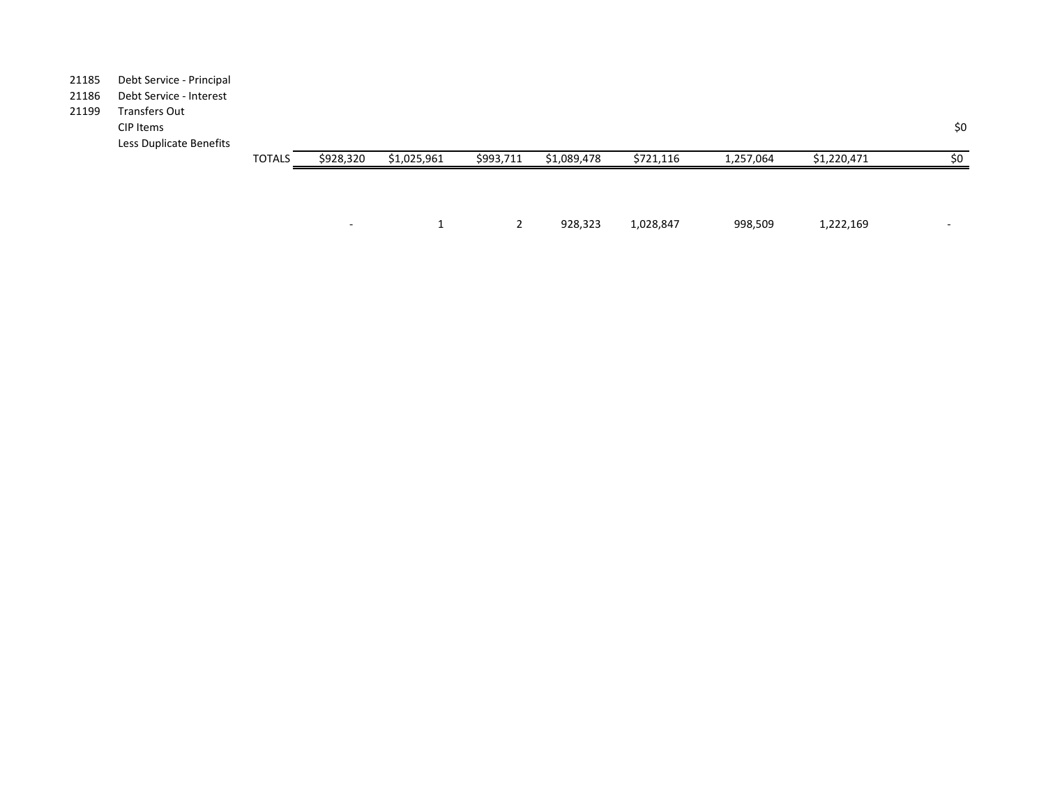| | | | | | | | | | | |
|---|---|---|---|---|---|---|---|---|---|---|
| 21185 | Debt Service - Principal | | | | | | | | | |
| 21186 | Debt Service - Interest | | | | | | | | | |
| 21199 | Transfers Out | | | | | | | | | |
| | CIP Items | | | | | | | | | $0 |
| | Less Duplicate Benefits | | | | | | | | | |
| | | TOTALS | $928,320 | $1,025,961 | $993,711 | $1,089,478 | $721,116 | 1,257,064 | $1,220,471 | $0 |
| | | | | | | | | | | |
| | | | - | 1 | 2 | 928,323 | 1,028,847 | 998,509 | 1,222,169 | - |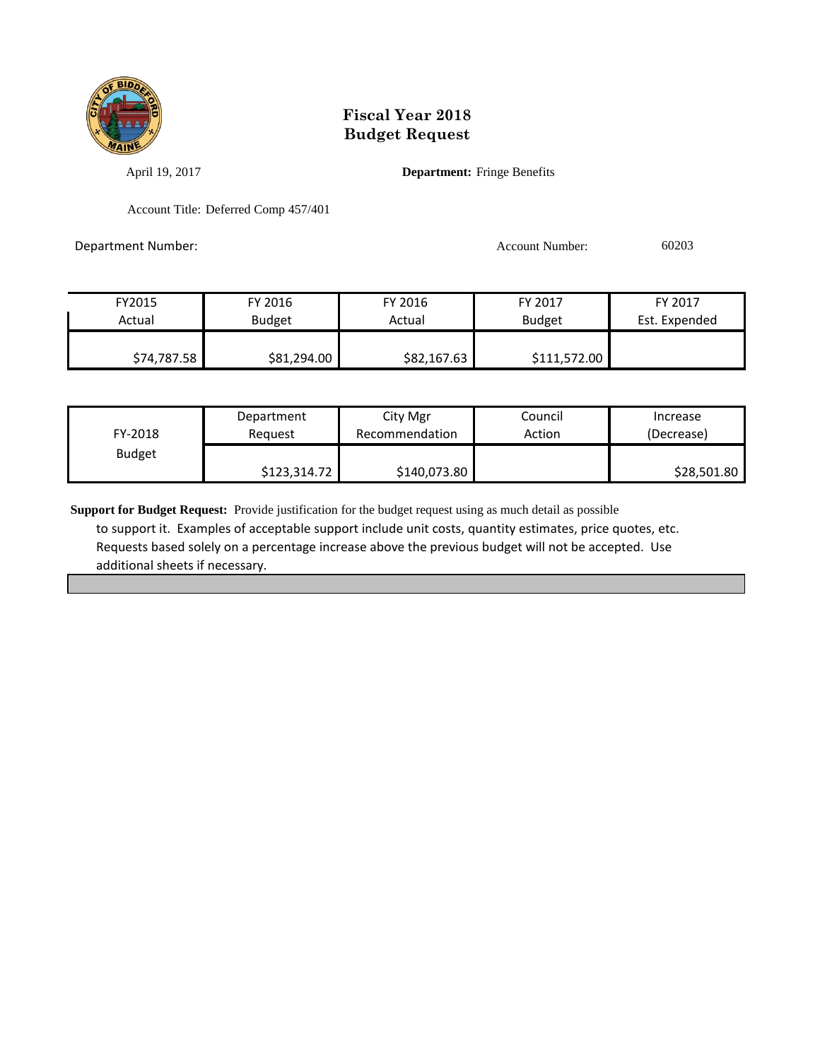# Fiscal Year 2018
# Budget Request

April 19, 2017

**Department:** Fringe Benefits

Account Title: Deferred Comp 457/401

Department Number:

Account Number: 60203

| FY2015 Actual | FY 2016 Budget | FY 2016 Actual | FY 2017 Budget | FY 2017 Est. Expended |
|---|---|---|---|---|
| $74,787.58 | $81,294.00 | $82,167.63 | $111,572.00 | |

| FY-2018 Budget | Department Request | City Mgr Recommendation | Council Action | Increase (Decrease) |
|---|---|---|---|---|
| | $123,314.72 | $140,073.80 | | $28,501.80 |

**Support for Budget Request:** Provide justification for the budget request using as much detail as possible to support it. Examples of acceptable support include unit costs, quantity estimates, price quotes, etc. Requests based solely on a percentage increase above the previous budget will not be accepted. Use additional sheets if necessary.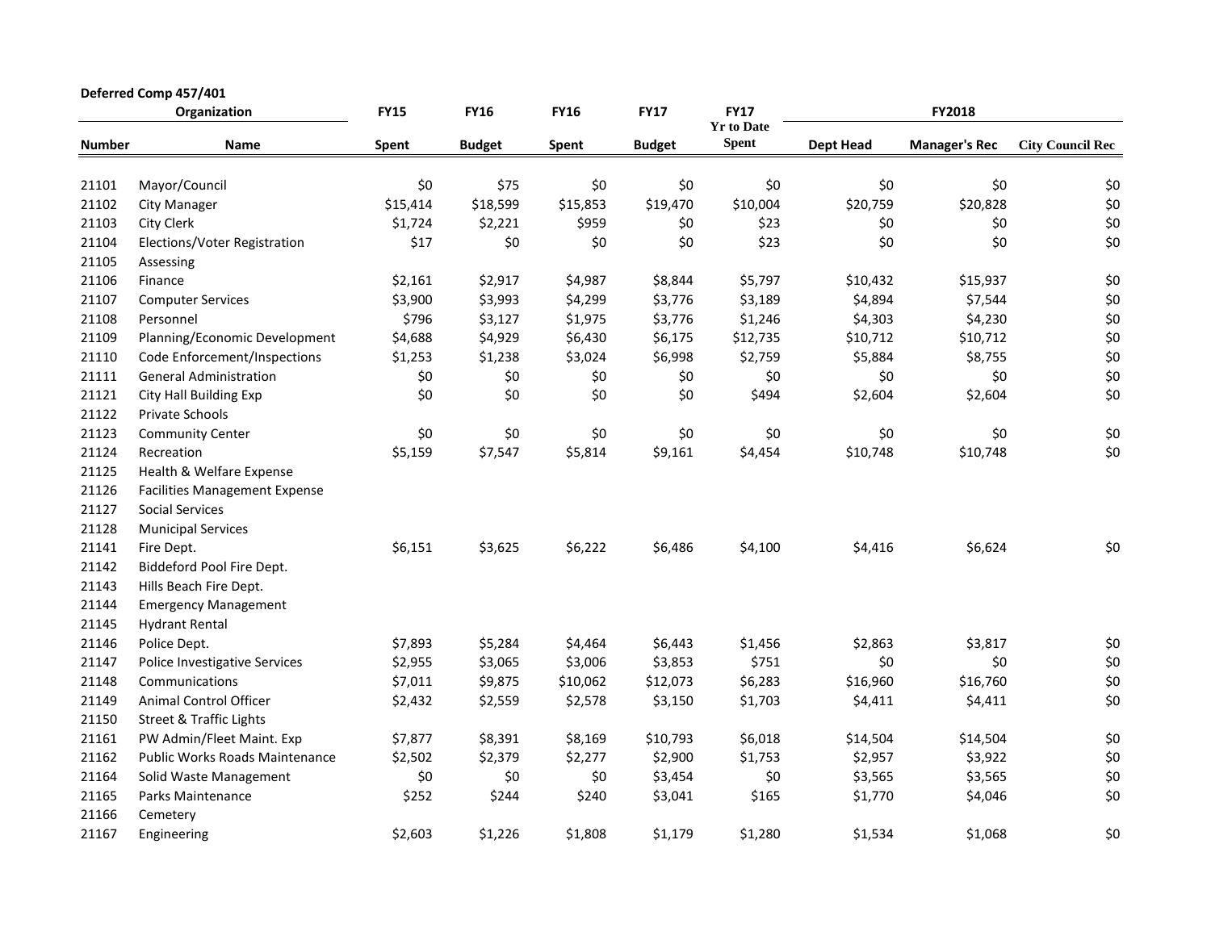**Deferred Comp 457/401**

| Organization | | FY15 | FY16 | FY16 | FY17 | FY17 | FY2018 | | |
|---|---|---|---|---|---|---|---|---|---|
| Number | Name | Spent | Budget | Spent | Budget | Yr to Date Spent | Dept Head | Manager's Rec | City Council Rec |
| 21101 | Mayor/Council | $0 | $75 | $0 | $0 | $0 | $0 | $0 | $0 |
| 21102 | City Manager | $15,414 | $18,599 | $15,853 | $19,470 | $10,004 | $20,759 | $20,828 | $0 |
| 21103 | City Clerk | $1,724 | $2,221 | $959 | $0 | $23 | $0 | $0 | $0 |
| 21104 | Elections/Voter Registration | $17 | $0 | $0 | $0 | $23 | $0 | $0 | $0 |
| 21105 | Assessing | | | | | | | | |
| 21106 | Finance | $2,161 | $2,917 | $4,987 | $8,844 | $5,797 | $10,432 | $15,937 | $0 |
| 21107 | Computer Services | $3,900 | $3,993 | $4,299 | $3,776 | $3,189 | $4,894 | $7,544 | $0 |
| 21108 | Personnel | $796 | $3,127 | $1,975 | $3,776 | $1,246 | $4,303 | $4,230 | $0 |
| 21109 | Planning/Economic Development | $4,688 | $4,929 | $6,430 | $6,175 | $12,735 | $10,712 | $10,712 | $0 |
| 21110 | Code Enforcement/Inspections | $1,253 | $1,238 | $3,024 | $6,998 | $2,759 | $5,884 | $8,755 | $0 |
| 21111 | General Administration | $0 | $0 | $0 | $0 | $0 | $0 | $0 | $0 |
| 21121 | City Hall Building Exp | $0 | $0 | $0 | $0 | $494 | $2,604 | $2,604 | $0 |
| 21122 | Private Schools | | | | | | | | |
| 21123 | Community Center | $0 | $0 | $0 | $0 | $0 | $0 | $0 | $0 |
| 21124 | Recreation | $5,159 | $7,547 | $5,814 | $9,161 | $4,454 | $10,748 | $10,748 | $0 |
| 21125 | Health & Welfare Expense | | | | | | | | |
| 21126 | Facilities Management Expense | | | | | | | | |
| 21127 | Social Services | | | | | | | | |
| 21128 | Municipal Services | | | | | | | | |
| 21141 | Fire Dept. | $6,151 | $3,625 | $6,222 | $6,486 | $4,100 | $4,416 | $6,624 | $0 |
| 21142 | Biddeford Pool Fire Dept. | | | | | | | | |
| 21143 | Hills Beach Fire Dept. | | | | | | | | |
| 21144 | Emergency Management | | | | | | | | |
| 21145 | Hydrant Rental | | | | | | | | |
| 21146 | Police Dept. | $7,893 | $5,284 | $4,464 | $6,443 | $1,456 | $2,863 | $3,817 | $0 |
| 21147 | Police Investigative Services | $2,955 | $3,065 | $3,006 | $3,853 | $751 | $0 | $0 | $0 |
| 21148 | Communications | $7,011 | $9,875 | $10,062 | $12,073 | $6,283 | $16,960 | $16,760 | $0 |
| 21149 | Animal Control Officer | $2,432 | $2,559 | $2,578 | $3,150 | $1,703 | $4,411 | $4,411 | $0 |
| 21150 | Street & Traffic Lights | | | | | | | | |
| 21161 | PW Admin/Fleet Maint. Exp | $7,877 | $8,391 | $8,169 | $10,793 | $6,018 | $14,504 | $14,504 | $0 |
| 21162 | Public Works Roads Maintenance | $2,502 | $2,379 | $2,277 | $2,900 | $1,753 | $2,957 | $3,922 | $0 |
| 21164 | Solid Waste Management | $0 | $0 | $0 | $3,454 | $0 | $3,565 | $3,565 | $0 |
| 21165 | Parks Maintenance | $252 | $244 | $240 | $3,041 | $165 | $1,770 | $4,046 | $0 |
| 21166 | Cemetery | | | | | | | | |
| 21167 | Engineering | $2,603 | $1,226 | $1,808 | $1,179 | $1,280 | $1,534 | $1,068 | $0 |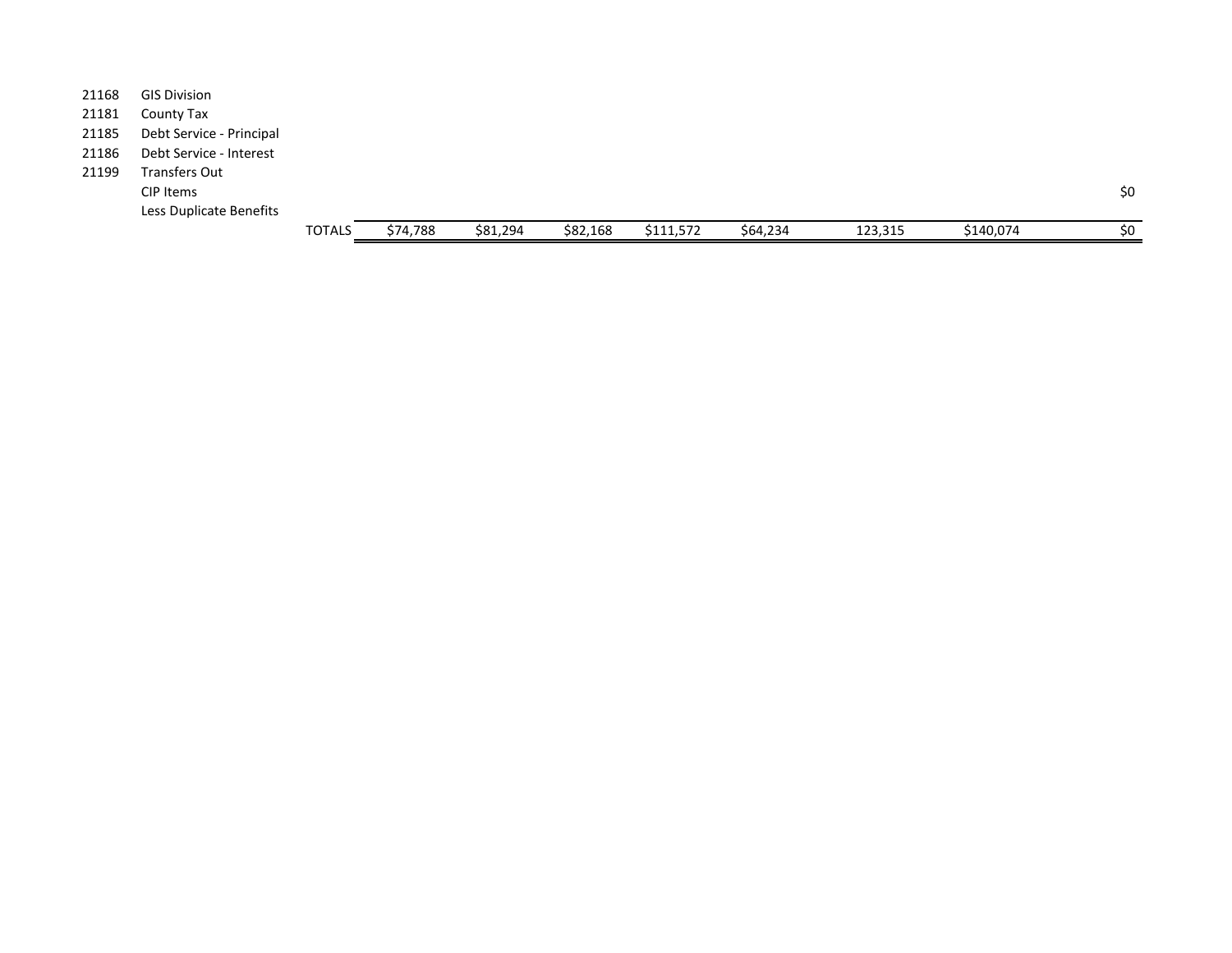| | | | | | | | | | |
|---|---|---|---|---|---|---|---|---|---|
| 21168 | GIS Division | | | | | | | | |
| 21181 | County Tax | | | | | | | | |
| 21185 | Debt Service - Principal | | | | | | | | |
| 21186 | Debt Service - Interest | | | | | | | | |
| 21199 | Transfers Out | | | | | | | | |
| | CIP Items | | | | | | | | $0 |
| | Less Duplicate Benefits | | | | | | | | |
| | TOTALS | $74,788 | $81,294 | $82,168 | $111,572 | $64,234 | 123,315 | $140,074 | $0 |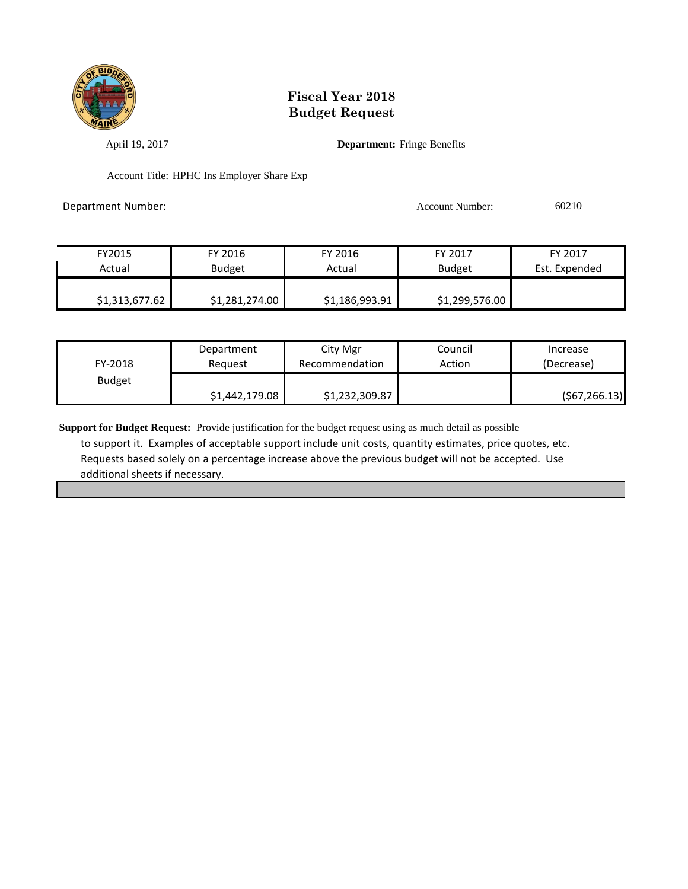# Fiscal Year 2018
# Budget Request

April 19, 2017

**Department:** Fringe Benefits

Account Title: HPHC Ins Employer Share Exp

Department Number:

Account Number: 60210

| FY2015 Actual | FY 2016 Budget | FY 2016 Actual | FY 2017 Budget | FY 2017 Est. Expended |
|---|---|---|---|---|
| $1,313,677.62 | $1,281,274.00 | $1,186,993.91 | $1,299,576.00 | |

| FY-2018 Budget | Department Request | City Mgr Recommendation | Council Action | Increase (Decrease) |
|---|---|---|---|---|
| | $1,442,179.08 | $1,232,309.87 | | ($67,266.13) |

**Support for Budget Request:** Provide justification for the budget request using as much detail as possible to support it. Examples of acceptable support include unit costs, quantity estimates, price quotes, etc. Requests based solely on a percentage increase above the previous budget will not be accepted. Use additional sheets if necessary.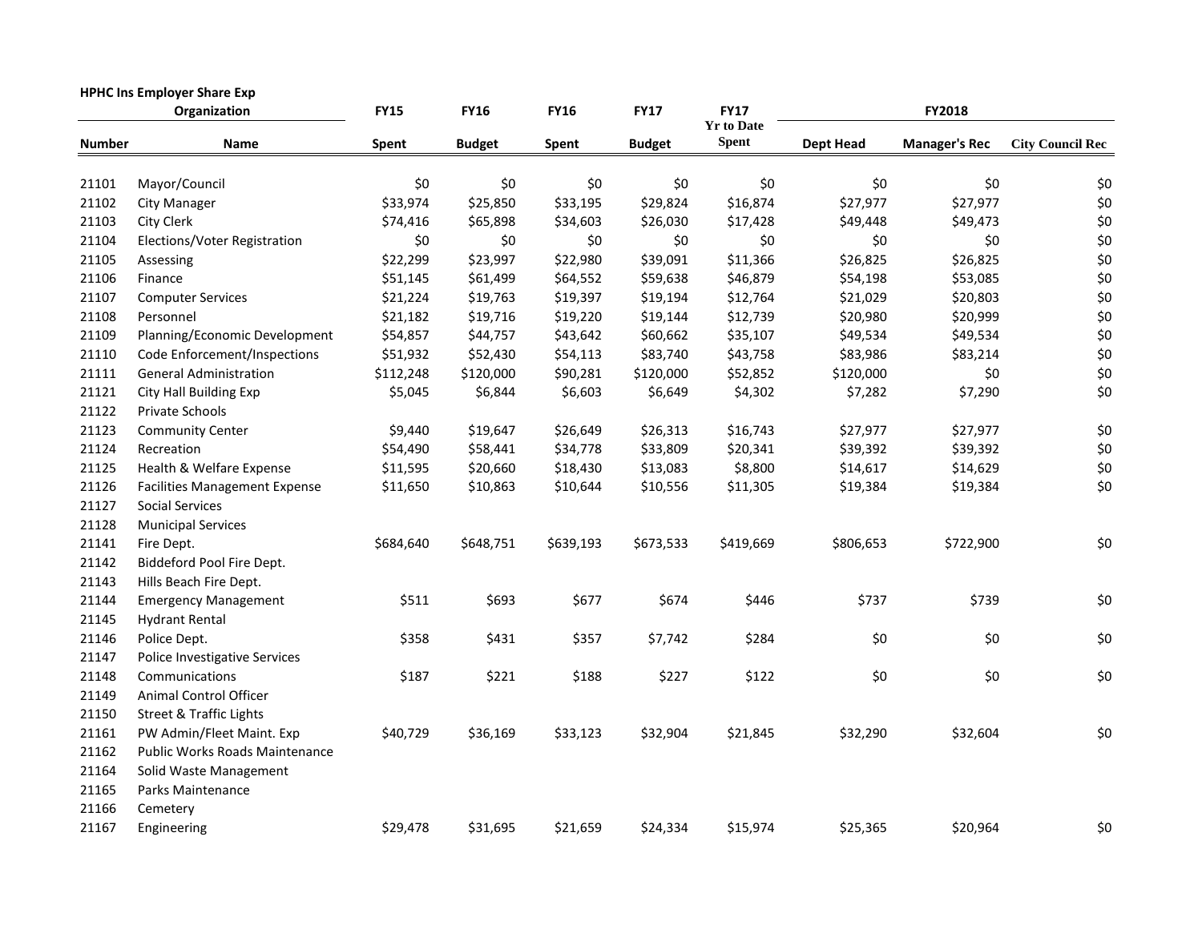**HPHC Ins Employer Share Exp**

| Organization | | FY15 | FY16 | FY16 | FY17 | FY17 | FY2018 | | |
|---|---|---|---|---|---|---|---|---|---|
| Number | Name | Spent | Budget | Spent | Budget | Yr to Date Spent | Dept Head | Manager's Rec | City Council Rec |
| 21101 | Mayor/Council | $0 | $0 | $0 | $0 | $0 | $0 | $0 | $0 |
| 21102 | City Manager | $33,974 | $25,850 | $33,195 | $29,824 | $16,874 | $27,977 | $27,977 | $0 |
| 21103 | City Clerk | $74,416 | $65,898 | $34,603 | $26,030 | $17,428 | $49,448 | $49,473 | $0 |
| 21104 | Elections/Voter Registration | $0 | $0 | $0 | $0 | $0 | $0 | $0 | $0 |
| 21105 | Assessing | $22,299 | $23,997 | $22,980 | $39,091 | $11,366 | $26,825 | $26,825 | $0 |
| 21106 | Finance | $51,145 | $61,499 | $64,552 | $59,638 | $46,879 | $54,198 | $53,085 | $0 |
| 21107 | Computer Services | $21,224 | $19,763 | $19,397 | $19,194 | $12,764 | $21,029 | $20,803 | $0 |
| 21108 | Personnel | $21,182 | $19,716 | $19,220 | $19,144 | $12,739 | $20,980 | $20,999 | $0 |
| 21109 | Planning/Economic Development | $54,857 | $44,757 | $43,642 | $60,662 | $35,107 | $49,534 | $49,534 | $0 |
| 21110 | Code Enforcement/Inspections | $51,932 | $52,430 | $54,113 | $83,740 | $43,758 | $83,986 | $83,214 | $0 |
| 21111 | General Administration | $112,248 | $120,000 | $90,281 | $120,000 | $52,852 | $120,000 | $0 | $0 |
| 21121 | City Hall Building Exp | $5,045 | $6,844 | $6,603 | $6,649 | $4,302 | $7,282 | $7,290 | $0 |
| 21122 | Private Schools | | | | | | | | |
| 21123 | Community Center | $9,440 | $19,647 | $26,649 | $26,313 | $16,743 | $27,977 | $27,977 | $0 |
| 21124 | Recreation | $54,490 | $58,441 | $34,778 | $33,809 | $20,341 | $39,392 | $39,392 | $0 |
| 21125 | Health & Welfare Expense | $11,595 | $20,660 | $18,430 | $13,083 | $8,800 | $14,617 | $14,629 | $0 |
| 21126 | Facilities Management Expense | $11,650 | $10,863 | $10,644 | $10,556 | $11,305 | $19,384 | $19,384 | $0 |
| 21127 | Social Services | | | | | | | | |
| 21128 | Municipal Services | | | | | | | | |
| 21141 | Fire Dept. | $684,640 | $648,751 | $639,193 | $673,533 | $419,669 | $806,653 | $722,900 | $0 |
| 21142 | Biddeford Pool Fire Dept. | | | | | | | | |
| 21143 | Hills Beach Fire Dept. | | | | | | | | |
| 21144 | Emergency Management | $511 | $693 | $677 | $674 | $446 | $737 | $739 | $0 |
| 21145 | Hydrant Rental | | | | | | | | |
| 21146 | Police Dept. | $358 | $431 | $357 | $7,742 | $284 | $0 | $0 | $0 |
| 21147 | Police Investigative Services | | | | | | | | |
| 21148 | Communications | $187 | $221 | $188 | $227 | $122 | $0 | $0 | $0 |
| 21149 | Animal Control Officer | | | | | | | | |
| 21150 | Street & Traffic Lights | | | | | | | | |
| 21161 | PW Admin/Fleet Maint. Exp | $40,729 | $36,169 | $33,123 | $32,904 | $21,845 | $32,290 | $32,604 | $0 |
| 21162 | Public Works Roads Maintenance | | | | | | | | |
| 21164 | Solid Waste Management | | | | | | | | |
| 21165 | Parks Maintenance | | | | | | | | |
| 21166 | Cemetery | | | | | | | | |
| 21167 | Engineering | $29,478 | $31,695 | $21,659 | $24,334 | $15,974 | $25,365 | $20,964 | $0 |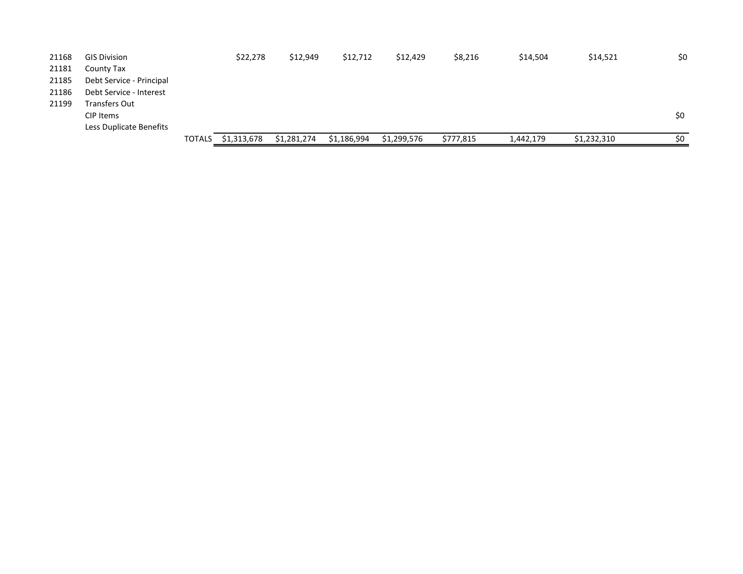| | | | | | | | | | | |
|---|---|---|---|---|---|---|---|---|---|---|
| 21168 | GIS Division | | $22,278 | $12,949 | $12,712 | $12,429 | $8,216 | $14,504 | $14,521 | $0 |
| 21181 | County Tax | | | | | | | | | |
| 21185 | Debt Service - Principal | | | | | | | | | |
| 21186 | Debt Service - Interest | | | | | | | | | |
| 21199 | Transfers Out | | | | | | | | | |
| | CIP Items | | | | | | | | | $0 |
| | Less Duplicate Benefits | | | | | | | | | |
| | | TOTALS | $1,313,678 | $1,281,274 | $1,186,994 | $1,299,576 | $777,815 | 1,442,179 | $1,232,310 | $0 |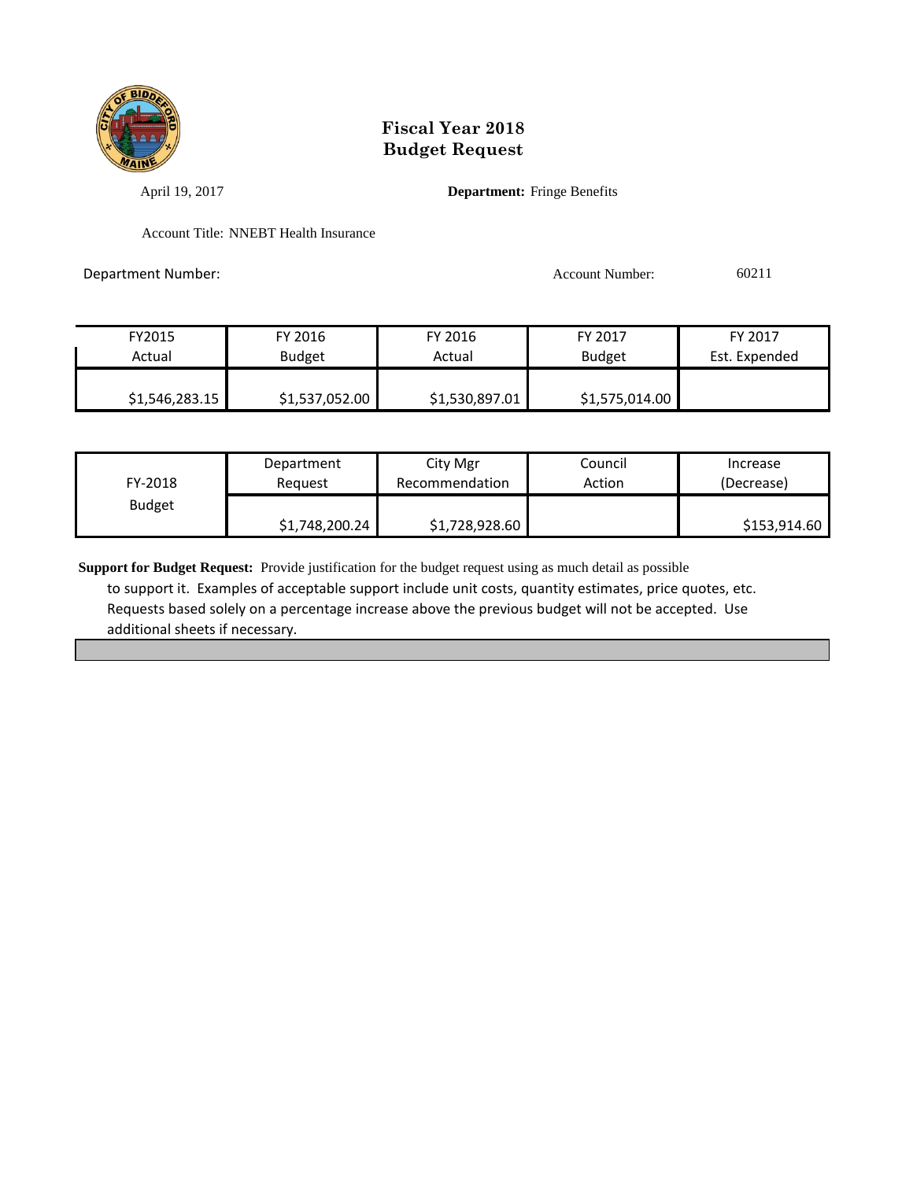# Fiscal Year 2018
# Budget Request

April 19, 2017 **Department:** Fringe Benefits

Account Title: NNEBT Health Insurance

Department Number: Account Number: 60211

| FY2015 Actual | FY 2016 Budget | FY 2016 Actual | FY 2017 Budget | FY 2017 Est. Expended |
|---|---|---|---|---|
| $1,546,283.15 | $1,537,052.00 | $1,530,897.01 | $1,575,014.00 | |

| FY-2018 Budget | Department Request | City Mgr Recommendation | Council Action | Increase (Decrease) |
|---|---|---|---|---|
| | $1,748,200.24 | $1,728,928.60 | | $153,914.60 |

**Support for Budget Request:** Provide justification for the budget request using as much detail as possible to support it. Examples of acceptable support include unit costs, quantity estimates, price quotes, etc. Requests based solely on a percentage increase above the previous budget will not be accepted. Use additional sheets if necessary.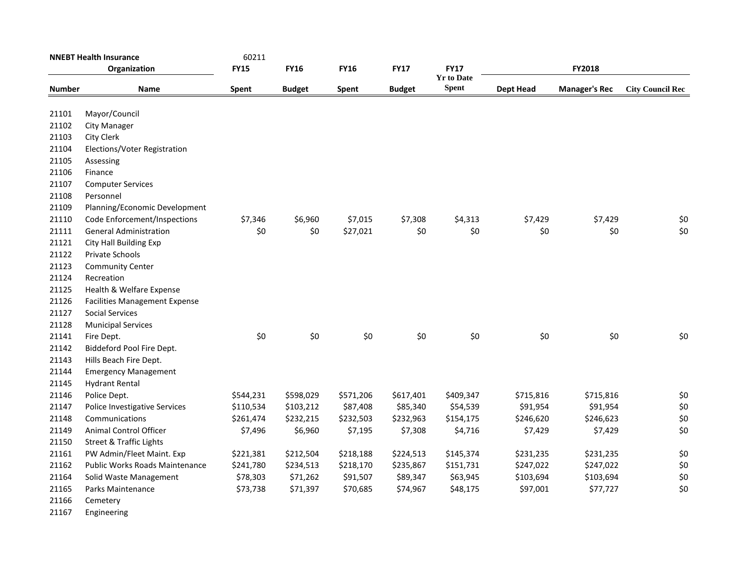| NNEBT Health Insurance | | 60211 | | | | | | | |
|---|---|---|---|---|---|---|---|---|---|
| Organization | | FY15 | FY16 | FY16 | FY17 | FY17 Yr to Date | FY2018 | | |
| Number | Name | Spent | Budget | Spent | Budget | Spent | Dept Head | Manager's Rec | City Council Rec |
| 21101 | Mayor/Council | | | | | | | | |
| 21102 | City Manager | | | | | | | | |
| 21103 | City Clerk | | | | | | | | |
| 21104 | Elections/Voter Registration | | | | | | | | |
| 21105 | Assessing | | | | | | | | |
| 21106 | Finance | | | | | | | | |
| 21107 | Computer Services | | | | | | | | |
| 21108 | Personnel | | | | | | | | |
| 21109 | Planning/Economic Development | | | | | | | | |
| 21110 | Code Enforcement/Inspections | $7,346 | $6,960 | $7,015 | $7,308 | $4,313 | $7,429 | $7,429 | $0 |
| 21111 | General Administration | $0 | $0 | $27,021 | $0 | $0 | $0 | $0 | $0 |
| 21121 | City Hall Building Exp | | | | | | | | |
| 21122 | Private Schools | | | | | | | | |
| 21123 | Community Center | | | | | | | | |
| 21124 | Recreation | | | | | | | | |
| 21125 | Health & Welfare Expense | | | | | | | | |
| 21126 | Facilities Management Expense | | | | | | | | |
| 21127 | Social Services | | | | | | | | |
| 21128 | Municipal Services | | | | | | | | |
| 21141 | Fire Dept. | $0 | $0 | $0 | $0 | $0 | $0 | $0 | $0 |
| 21142 | Biddeford Pool Fire Dept. | | | | | | | | |
| 21143 | Hills Beach Fire Dept. | | | | | | | | |
| 21144 | Emergency Management | | | | | | | | |
| 21145 | Hydrant Rental | | | | | | | | |
| 21146 | Police Dept. | $544,231 | $598,029 | $571,206 | $617,401 | $409,347 | $715,816 | $715,816 | $0 |
| 21147 | Police Investigative Services | $110,534 | $103,212 | $87,408 | $85,340 | $54,539 | $91,954 | $91,954 | $0 |
| 21148 | Communications | $261,474 | $232,215 | $232,503 | $232,963 | $154,175 | $246,620 | $246,623 | $0 |
| 21149 | Animal Control Officer | $7,496 | $6,960 | $7,195 | $7,308 | $4,716 | $7,429 | $7,429 | $0 |
| 21150 | Street & Traffic Lights | | | | | | | | |
| 21161 | PW Admin/Fleet Maint. Exp | $221,381 | $212,504 | $218,188 | $224,513 | $145,374 | $231,235 | $231,235 | $0 |
| 21162 | Public Works Roads Maintenance | $241,780 | $234,513 | $218,170 | $235,867 | $151,731 | $247,022 | $247,022 | $0 |
| 21164 | Solid Waste Management | $78,303 | $71,262 | $91,507 | $89,347 | $63,945 | $103,694 | $103,694 | $0 |
| 21165 | Parks Maintenance | $73,738 | $71,397 | $70,685 | $74,967 | $48,175 | $97,001 | $77,727 | $0 |
| 21166 | Cemetery | | | | | | | | |
| 21167 | Engineering | | | | | | | | |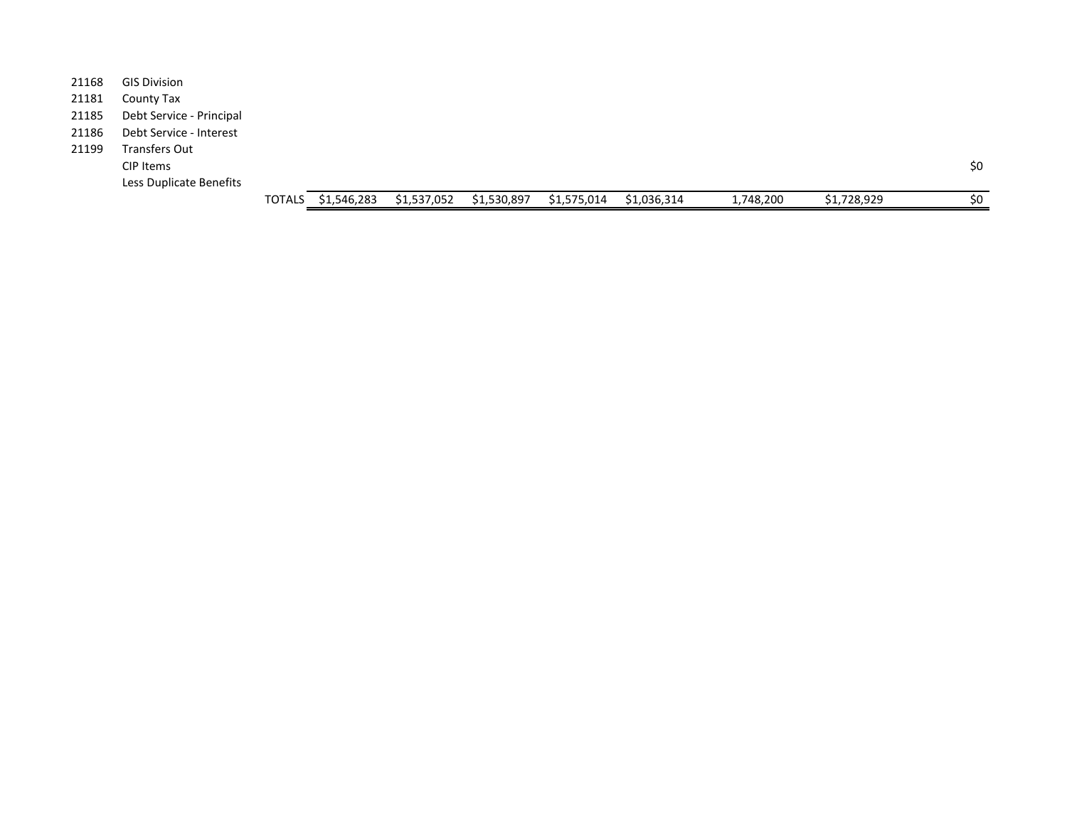| | | | | | | | | | |
|---|---|---|---|---|---|---|---|---|---|
| 21168 | GIS Division | | | | | | | | |
| 21181 | County Tax | | | | | | | | |
| 21185 | Debt Service - Principal | | | | | | | | |
| 21186 | Debt Service - Interest | | | | | | | | |
| 21199 | Transfers Out | | | | | | | | |
| | CIP Items | | | | | | | | $0 |
| | Less Duplicate Benefits | | | | | | | | |
| | TOTALS | $1,546,283 | $1,537,052 | $1,530,897 | $1,575,014 | $1,036,314 | 1,748,200 | $1,728,929 | $0 |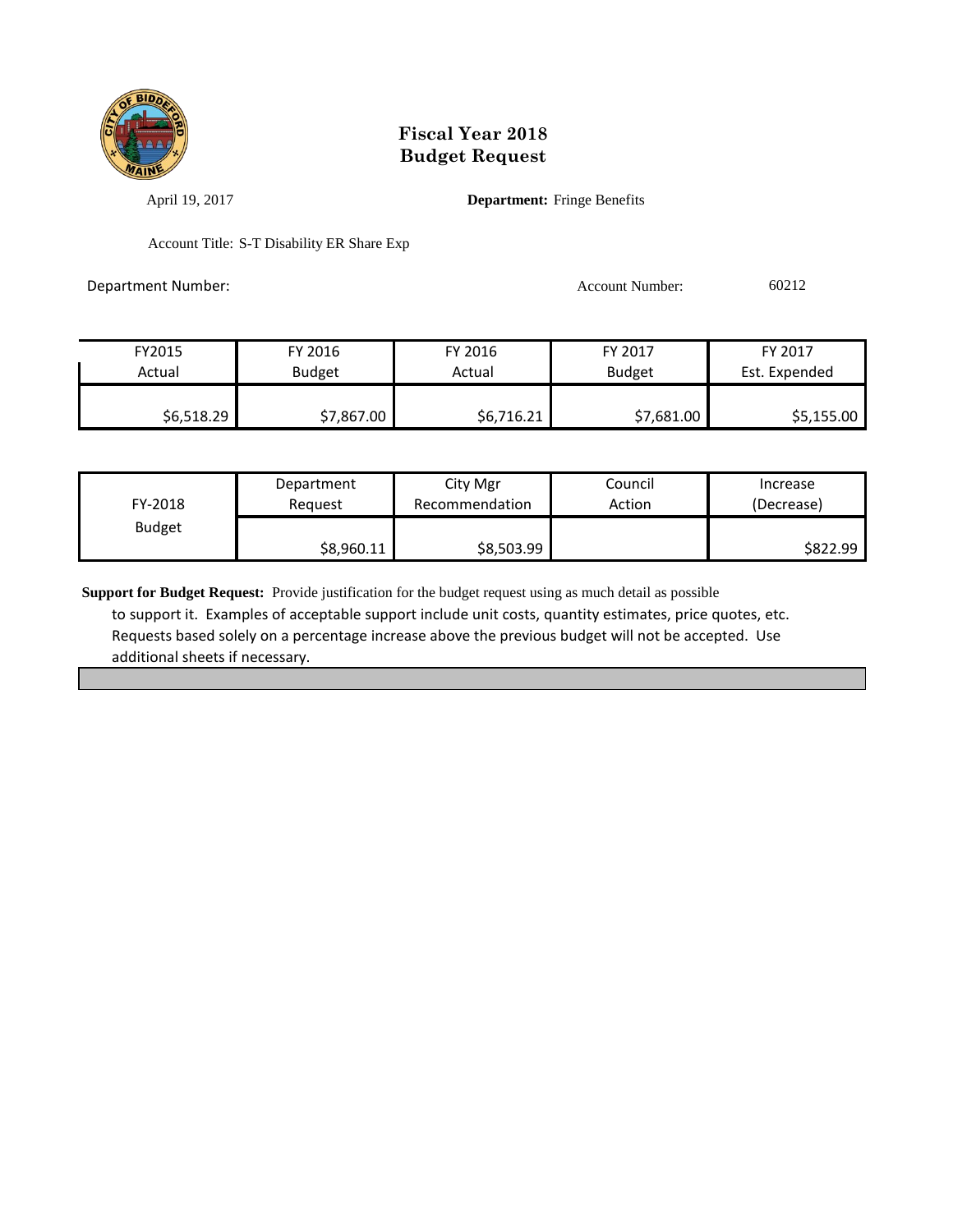# Fiscal Year 2018
# Budget Request

April 19, 2017

**Department:** Fringe Benefits

Account Title: S-T Disability ER Share Exp

Department Number:

Account Number: 60212

| FY2015 Actual | FY 2016 Budget | FY 2016 Actual | FY 2017 Budget | FY 2017 Est. Expended |
|---|---|---|---|---|
| $6,518.29 | $7,867.00 | $6,716.21 | $7,681.00 | $5,155.00 |

| FY-2018 Budget | Department Request | City Mgr Recommendation | Council Action | Increase (Decrease) |
|---|---|---|---|---|
| | $8,960.11 | $8,503.99 | | $822.99 |

**Support for Budget Request:** Provide justification for the budget request using as much detail as possible to support it. Examples of acceptable support include unit costs, quantity estimates, price quotes, etc. Requests based solely on a percentage increase above the previous budget will not be accepted. Use additional sheets if necessary.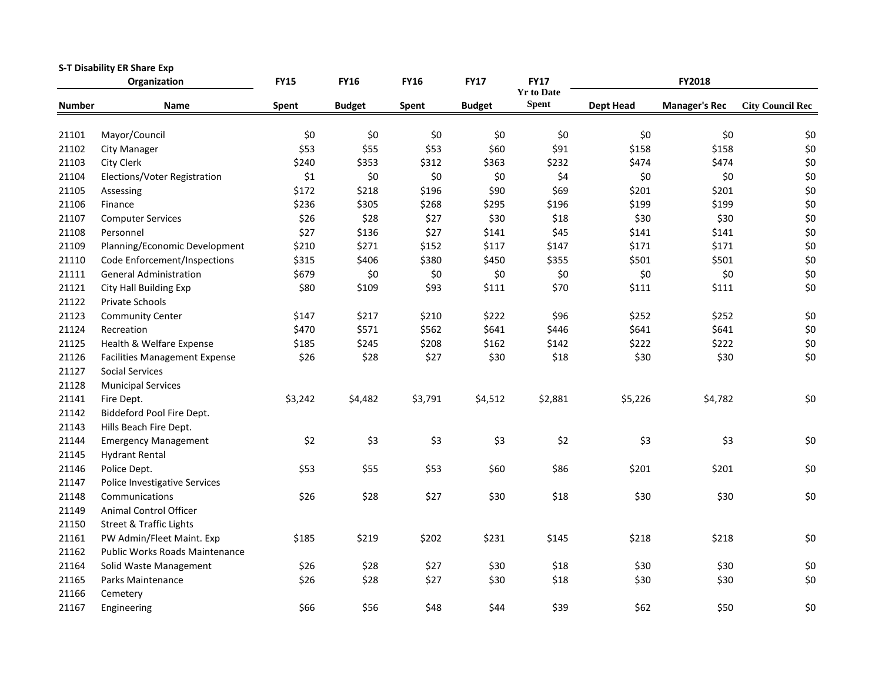**S-T Disability ER Share Exp**

| Organization | | FY15 | FY16 | FY16 | FY17 | FY17 | FY2018 | | |
|---|---|---|---|---|---|---|---|---|---|
| Number | Name | Spent | Budget | Spent | Budget | Yr to Date Spent | Dept Head | Manager's Rec | City Council Rec |
| 21101 | Mayor/Council | $0 | $0 | $0 | $0 | $0 | $0 | $0 | $0 |
| 21102 | City Manager | $53 | $55 | $53 | $60 | $91 | $158 | $158 | $0 |
| 21103 | City Clerk | $240 | $353 | $312 | $363 | $232 | $474 | $474 | $0 |
| 21104 | Elections/Voter Registration | $1 | $0 | $0 | $0 | $4 | $0 | $0 | $0 |
| 21105 | Assessing | $172 | $218 | $196 | $90 | $69 | $201 | $201 | $0 |
| 21106 | Finance | $236 | $305 | $268 | $295 | $196 | $199 | $199 | $0 |
| 21107 | Computer Services | $26 | $28 | $27 | $30 | $18 | $30 | $30 | $0 |
| 21108 | Personnel | $27 | $136 | $27 | $141 | $45 | $141 | $141 | $0 |
| 21109 | Planning/Economic Development | $210 | $271 | $152 | $117 | $147 | $171 | $171 | $0 |
| 21110 | Code Enforcement/Inspections | $315 | $406 | $380 | $450 | $355 | $501 | $501 | $0 |
| 21111 | General Administration | $679 | $0 | $0 | $0 | $0 | $0 | $0 | $0 |
| 21121 | City Hall Building Exp | $80 | $109 | $93 | $111 | $70 | $111 | $111 | $0 |
| 21122 | Private Schools | | | | | | | | |
| 21123 | Community Center | $147 | $217 | $210 | $222 | $96 | $252 | $252 | $0 |
| 21124 | Recreation | $470 | $571 | $562 | $641 | $446 | $641 | $641 | $0 |
| 21125 | Health & Welfare Expense | $185 | $245 | $208 | $162 | $142 | $222 | $222 | $0 |
| 21126 | Facilities Management Expense | $26 | $28 | $27 | $30 | $18 | $30 | $30 | $0 |
| 21127 | Social Services | | | | | | | | |
| 21128 | Municipal Services | | | | | | | | |
| 21141 | Fire Dept. | $3,242 | $4,482 | $3,791 | $4,512 | $2,881 | $5,226 | $4,782 | $0 |
| 21142 | Biddeford Pool Fire Dept. | | | | | | | | |
| 21143 | Hills Beach Fire Dept. | | | | | | | | |
| 21144 | Emergency Management | $2 | $3 | $3 | $3 | $2 | $3 | $3 | $0 |
| 21145 | Hydrant Rental | | | | | | | | |
| 21146 | Police Dept. | $53 | $55 | $53 | $60 | $86 | $201 | $201 | $0 |
| 21147 | Police Investigative Services | | | | | | | | |
| 21148 | Communications | $26 | $28 | $27 | $30 | $18 | $30 | $30 | $0 |
| 21149 | Animal Control Officer | | | | | | | | |
| 21150 | Street & Traffic Lights | | | | | | | | |
| 21161 | PW Admin/Fleet Maint. Exp | $185 | $219 | $202 | $231 | $145 | $218 | $218 | $0 |
| 21162 | Public Works Roads Maintenance | | | | | | | | |
| 21164 | Solid Waste Management | $26 | $28 | $27 | $30 | $18 | $30 | $30 | $0 |
| 21165 | Parks Maintenance | $26 | $28 | $27 | $30 | $18 | $30 | $30 | $0 |
| 21166 | Cemetery | | | | | | | | |
| 21167 | Engineering | $66 | $56 | $48 | $44 | $39 | $62 | $50 | $0 |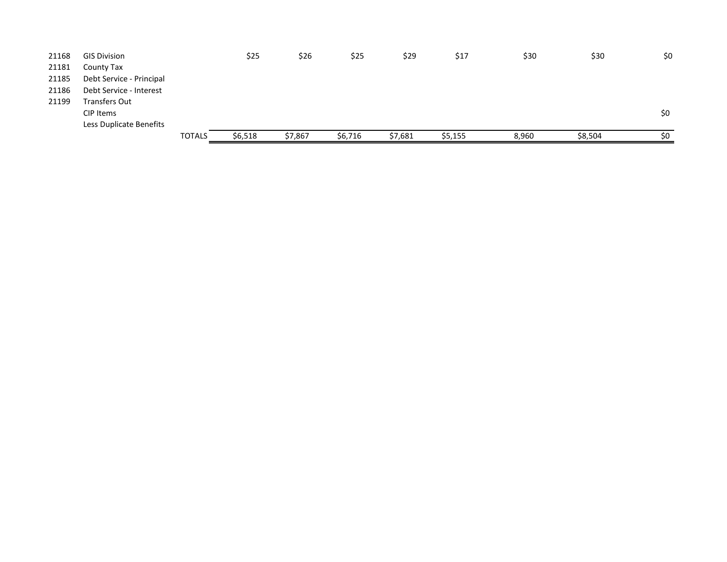| | | | | | | | | | |
|---|---|---|---|---|---|---|---|---|---|
| 21168 | GIS Division | $25 | $26 | $25 | $29 | $17 | $30 | $30 | $0 |
| 21181 | County Tax | | | | | | | | |
| 21185 | Debt Service - Principal | | | | | | | | |
| 21186 | Debt Service - Interest | | | | | | | | |
| 21199 | Transfers Out | | | | | | | | |
| | CIP Items | | | | | | | | $0 |
| | Less Duplicate Benefits | | | | | | | | |
| | TOTALS | $6,518 | $7,867 | $6,716 | $7,681 | $5,155 | 8,960 | $8,504 | $0 |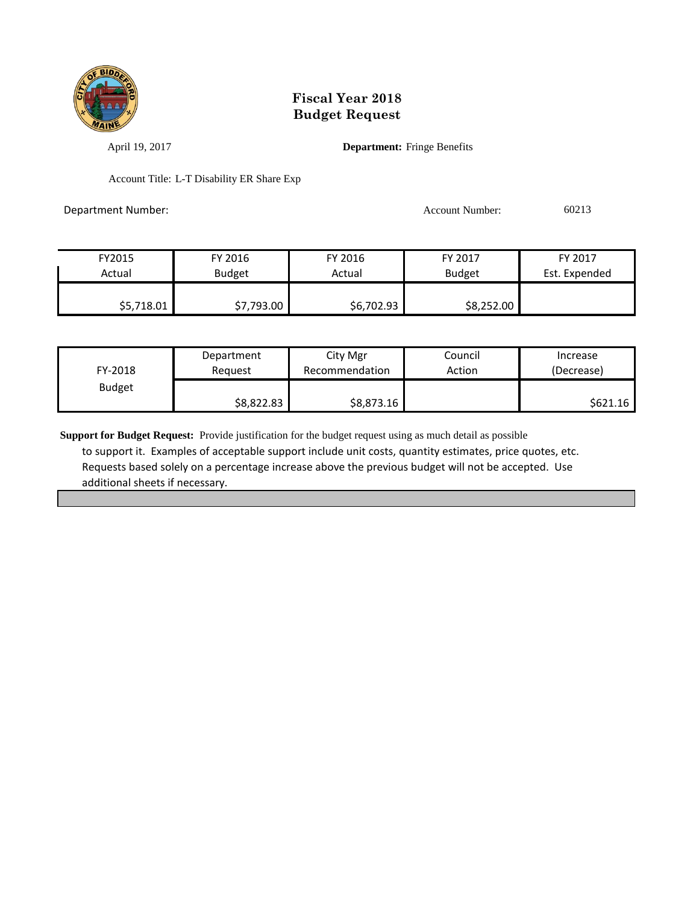# Fiscal Year 2018
# Budget Request

April 19, 2017

**Department:** Fringe Benefits

Account Title: L-T Disability ER Share Exp

Department Number:

Account Number: 60213

| FY2015 Actual | FY 2016 Budget | FY 2016 Actual | FY 2017 Budget | FY 2017 Est. Expended |
|---|---|---|---|---|
| $5,718.01 | $7,793.00 | $6,702.93 | $8,252.00 | |

| FY-2018 Budget | Department Request | City Mgr Recommendation | Council Action | Increase (Decrease) |
|---|---|---|---|---|
| | $8,822.83 | $8,873.16 | | $621.16 |

**Support for Budget Request:** Provide justification for the budget request using as much detail as possible to support it. Examples of acceptable support include unit costs, quantity estimates, price quotes, etc. Requests based solely on a percentage increase above the previous budget will not be accepted. Use additional sheets if necessary.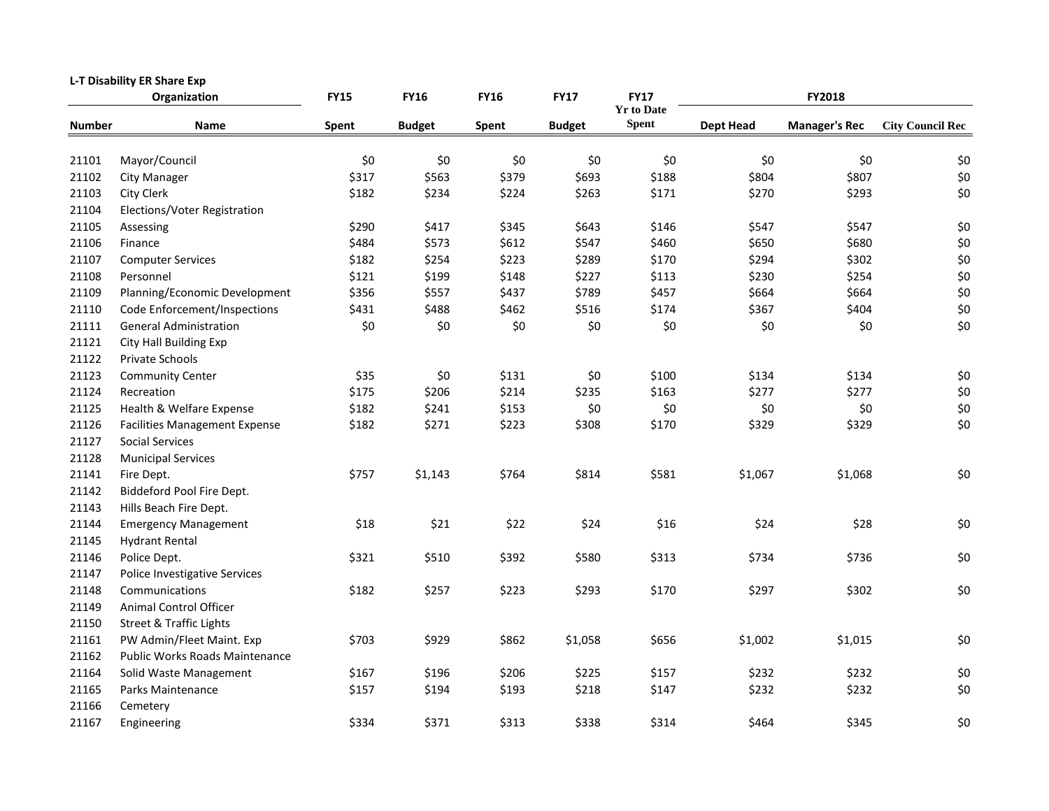**L-T Disability ER Share Exp**

| Organization | | FY15 | FY16 | FY16 | FY17 | FY17 | FY2018 | | |
|---|---|---|---|---|---|---|---|---|---|
| Number | Name | Spent | Budget | Spent | Budget | Yr to Date Spent | Dept Head | Manager's Rec | City Council Rec |
| 21101 | Mayor/Council | $0 | $0 | $0 | $0 | $0 | $0 | $0 | $0 |
| 21102 | City Manager | $317 | $563 | $379 | $693 | $188 | $804 | $807 | $0 |
| 21103 | City Clerk | $182 | $234 | $224 | $263 | $171 | $270 | $293 | $0 |
| 21104 | Elections/Voter Registration | | | | | | | | |
| 21105 | Assessing | $290 | $417 | $345 | $643 | $146 | $547 | $547 | $0 |
| 21106 | Finance | $484 | $573 | $612 | $547 | $460 | $650 | $680 | $0 |
| 21107 | Computer Services | $182 | $254 | $223 | $289 | $170 | $294 | $302 | $0 |
| 21108 | Personnel | $121 | $199 | $148 | $227 | $113 | $230 | $254 | $0 |
| 21109 | Planning/Economic Development | $356 | $557 | $437 | $789 | $457 | $664 | $664 | $0 |
| 21110 | Code Enforcement/Inspections | $431 | $488 | $462 | $516 | $174 | $367 | $404 | $0 |
| 21111 | General Administration | $0 | $0 | $0 | $0 | $0 | $0 | $0 | $0 |
| 21121 | City Hall Building Exp | | | | | | | | |
| 21122 | Private Schools | | | | | | | | |
| 21123 | Community Center | $35 | $0 | $131 | $0 | $100 | $134 | $134 | $0 |
| 21124 | Recreation | $175 | $206 | $214 | $235 | $163 | $277 | $277 | $0 |
| 21125 | Health & Welfare Expense | $182 | $241 | $153 | $0 | $0 | $0 | $0 | $0 |
| 21126 | Facilities Management Expense | $182 | $271 | $223 | $308 | $170 | $329 | $329 | $0 |
| 21127 | Social Services | | | | | | | | |
| 21128 | Municipal Services | | | | | | | | |
| 21141 | Fire Dept. | $757 | $1,143 | $764 | $814 | $581 | $1,067 | $1,068 | $0 |
| 21142 | Biddeford Pool Fire Dept. | | | | | | | | |
| 21143 | Hills Beach Fire Dept. | | | | | | | | |
| 21144 | Emergency Management | $18 | $21 | $22 | $24 | $16 | $24 | $28 | $0 |
| 21145 | Hydrant Rental | | | | | | | | |
| 21146 | Police Dept. | $321 | $510 | $392 | $580 | $313 | $734 | $736 | $0 |
| 21147 | Police Investigative Services | | | | | | | | |
| 21148 | Communications | $182 | $257 | $223 | $293 | $170 | $297 | $302 | $0 |
| 21149 | Animal Control Officer | | | | | | | | |
| 21150 | Street & Traffic Lights | | | | | | | | |
| 21161 | PW Admin/Fleet Maint. Exp | $703 | $929 | $862 | $1,058 | $656 | $1,002 | $1,015 | $0 |
| 21162 | Public Works Roads Maintenance | | | | | | | | |
| 21164 | Solid Waste Management | $167 | $196 | $206 | $225 | $157 | $232 | $232 | $0 |
| 21165 | Parks Maintenance | $157 | $194 | $193 | $218 | $147 | $232 | $232 | $0 |
| 21166 | Cemetery | | | | | | | | |
| 21167 | Engineering | $334 | $371 | $313 | $338 | $314 | $464 | $345 | $0 |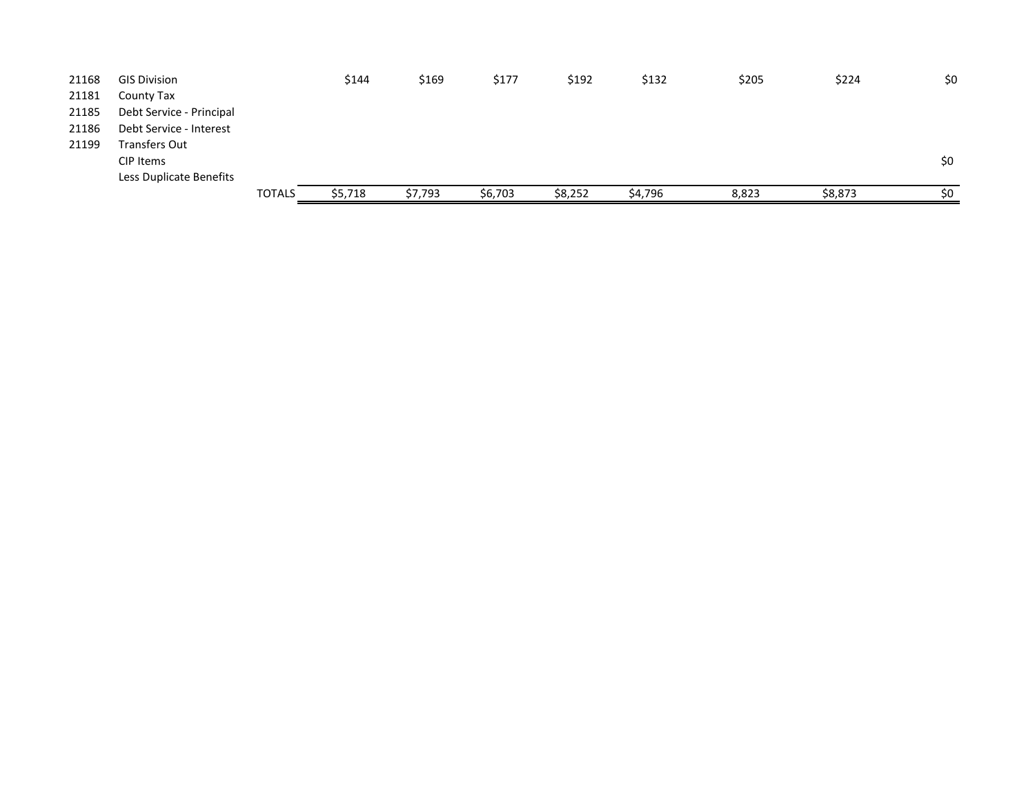| | | | | | | | | | | |
|---|---|---|---|---|---|---|---|---|---|---|
| 21168 | GIS Division | | $144 | $169 | $177 | $192 | $132 | $205 | $224 | $0 |
| 21181 | County Tax | | | | | | | | | |
| 21185 | Debt Service - Principal | | | | | | | | | |
| 21186 | Debt Service - Interest | | | | | | | | | |
| 21199 | Transfers Out | | | | | | | | | |
| | CIP Items | | | | | | | | | $0 |
| | Less Duplicate Benefits | | | | | | | | | |
| | | TOTALS | $5,718 | $7,793 | $6,703 | $8,252 | $4,796 | 8,823 | $8,873 | $0 |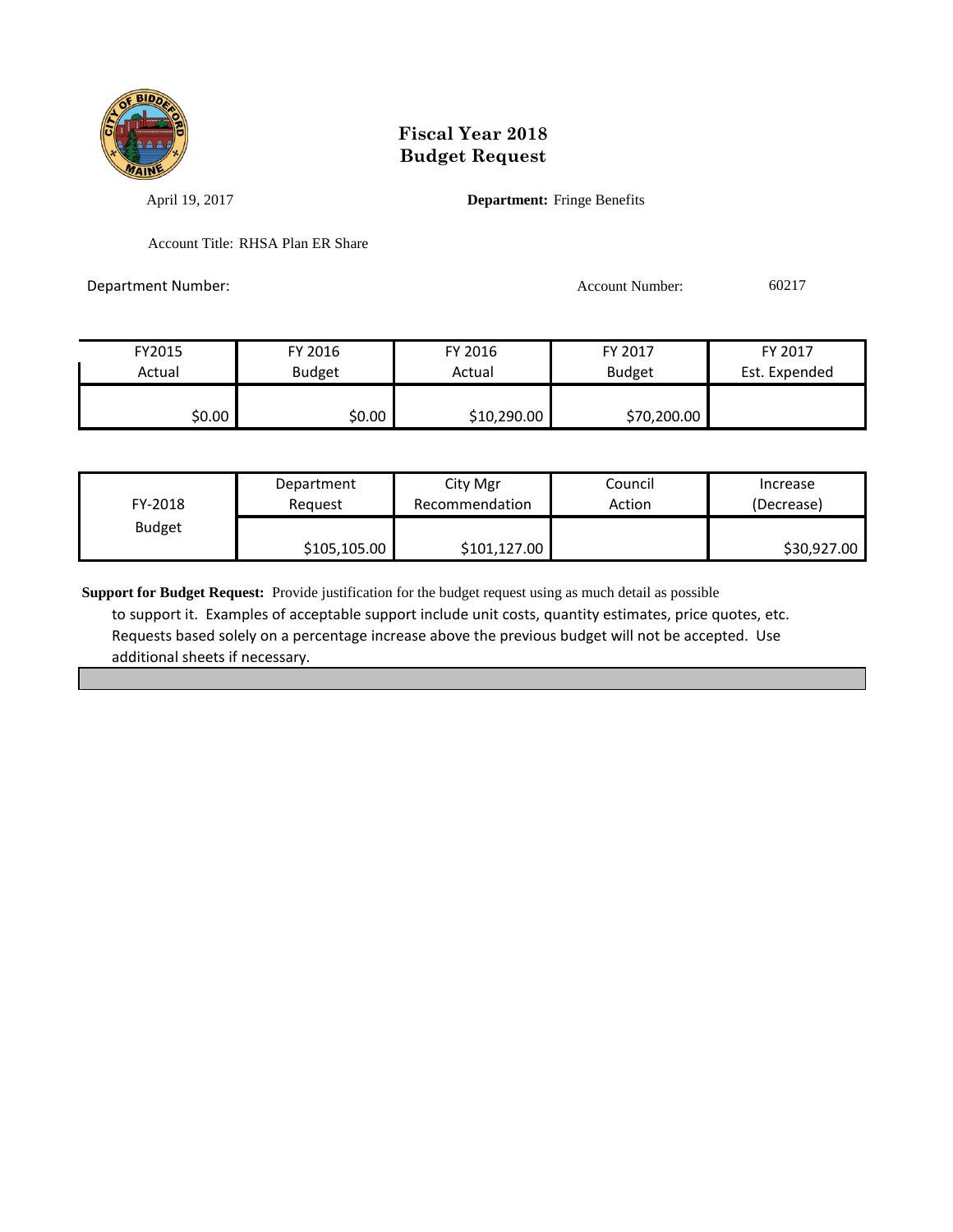# Fiscal Year 2018
# Budget Request

April 19, 2017

**Department:** Fringe Benefits

Account Title: RHSA Plan ER Share

Department Number:

Account Number: 60217

| FY2015 Actual | FY 2016 Budget | FY 2016 Actual | FY 2017 Budget | FY 2017 Est. Expended |
|---|---|---|---|---|
| $0.00 | $0.00 | $10,290.00 | $70,200.00 | |

| FY-2018 Budget | Department Request | City Mgr Recommendation | Council Action | Increase (Decrease) |
|---|---|---|---|---|
| | $105,105.00 | $101,127.00 | | $30,927.00 |

**Support for Budget Request:** Provide justification for the budget request using as much detail as possible to support it. Examples of acceptable support include unit costs, quantity estimates, price quotes, etc. Requests based solely on a percentage increase above the previous budget will not be accepted. Use additional sheets if necessary.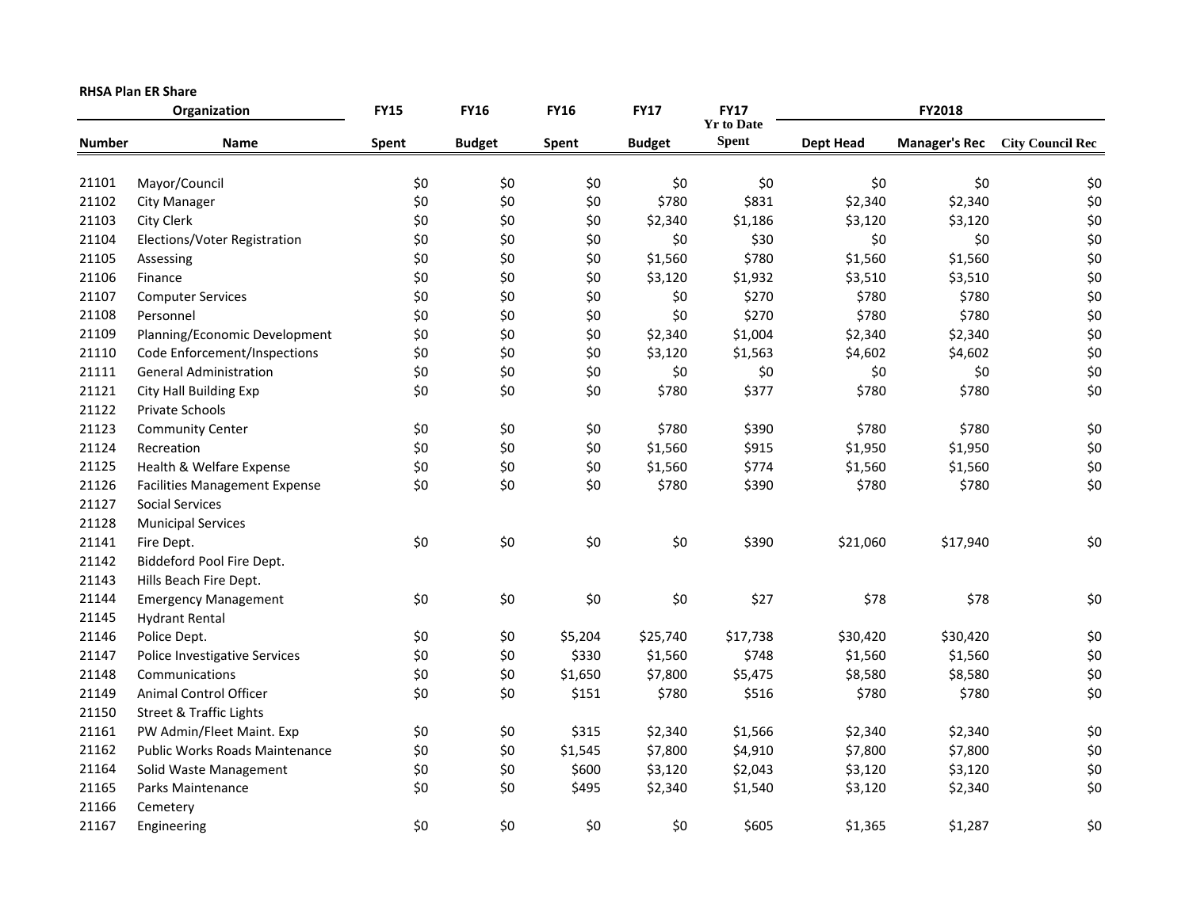**RHSA Plan ER Share**

| Organization | | FY15 | FY16 | FY16 | FY17 | FY17 Yr to Date | FY2018 | | |
|---|---|---|---|---|---|---|---|---|---|
| Number | Name | Spent | Budget | Spent | Budget | Spent | Dept Head | Manager's Rec | City Council Rec |
| 21101 | Mayor/Council | $0 | $0 | $0 | $0 | $0 | $0 | $0 | $0 |
| 21102 | City Manager | $0 | $0 | $0 | $780 | $831 | $2,340 | $2,340 | $0 |
| 21103 | City Clerk | $0 | $0 | $0 | $2,340 | $1,186 | $3,120 | $3,120 | $0 |
| 21104 | Elections/Voter Registration | $0 | $0 | $0 | $0 | $30 | $0 | $0 | $0 |
| 21105 | Assessing | $0 | $0 | $0 | $1,560 | $780 | $1,560 | $1,560 | $0 |
| 21106 | Finance | $0 | $0 | $0 | $3,120 | $1,932 | $3,510 | $3,510 | $0 |
| 21107 | Computer Services | $0 | $0 | $0 | $0 | $270 | $780 | $780 | $0 |
| 21108 | Personnel | $0 | $0 | $0 | $0 | $270 | $780 | $780 | $0 |
| 21109 | Planning/Economic Development | $0 | $0 | $0 | $2,340 | $1,004 | $2,340 | $2,340 | $0 |
| 21110 | Code Enforcement/Inspections | $0 | $0 | $0 | $3,120 | $1,563 | $4,602 | $4,602 | $0 |
| 21111 | General Administration | $0 | $0 | $0 | $0 | $0 | $0 | $0 | $0 |
| 21121 | City Hall Building Exp | $0 | $0 | $0 | $780 | $377 | $780 | $780 | $0 |
| 21122 | Private Schools | | | | | | | | |
| 21123 | Community Center | $0 | $0 | $0 | $780 | $390 | $780 | $780 | $0 |
| 21124 | Recreation | $0 | $0 | $0 | $1,560 | $915 | $1,950 | $1,950 | $0 |
| 21125 | Health & Welfare Expense | $0 | $0 | $0 | $1,560 | $774 | $1,560 | $1,560 | $0 |
| 21126 | Facilities Management Expense | $0 | $0 | $0 | $780 | $390 | $780 | $780 | $0 |
| 21127 | Social Services | | | | | | | | |
| 21128 | Municipal Services | | | | | | | | |
| 21141 | Fire Dept. | $0 | $0 | $0 | $0 | $390 | $21,060 | $17,940 | $0 |
| 21142 | Biddeford Pool Fire Dept. | | | | | | | | |
| 21143 | Hills Beach Fire Dept. | | | | | | | | |
| 21144 | Emergency Management | $0 | $0 | $0 | $0 | $27 | $78 | $78 | $0 |
| 21145 | Hydrant Rental | | | | | | | | |
| 21146 | Police Dept. | $0 | $0 | $5,204 | $25,740 | $17,738 | $30,420 | $30,420 | $0 |
| 21147 | Police Investigative Services | $0 | $0 | $330 | $1,560 | $748 | $1,560 | $1,560 | $0 |
| 21148 | Communications | $0 | $0 | $1,650 | $7,800 | $5,475 | $8,580 | $8,580 | $0 |
| 21149 | Animal Control Officer | $0 | $0 | $151 | $780 | $516 | $780 | $780 | $0 |
| 21150 | Street & Traffic Lights | | | | | | | | |
| 21161 | PW Admin/Fleet Maint. Exp | $0 | $0 | $315 | $2,340 | $1,566 | $2,340 | $2,340 | $0 |
| 21162 | Public Works Roads Maintenance | $0 | $0 | $1,545 | $7,800 | $4,910 | $7,800 | $7,800 | $0 |
| 21164 | Solid Waste Management | $0 | $0 | $600 | $3,120 | $2,043 | $3,120 | $3,120 | $0 |
| 21165 | Parks Maintenance | $0 | $0 | $495 | $2,340 | $1,540 | $3,120 | $2,340 | $0 |
| 21166 | Cemetery | | | | | | | | |
| 21167 | Engineering | $0 | $0 | $0 | $0 | $605 | $1,365 | $1,287 | $0 |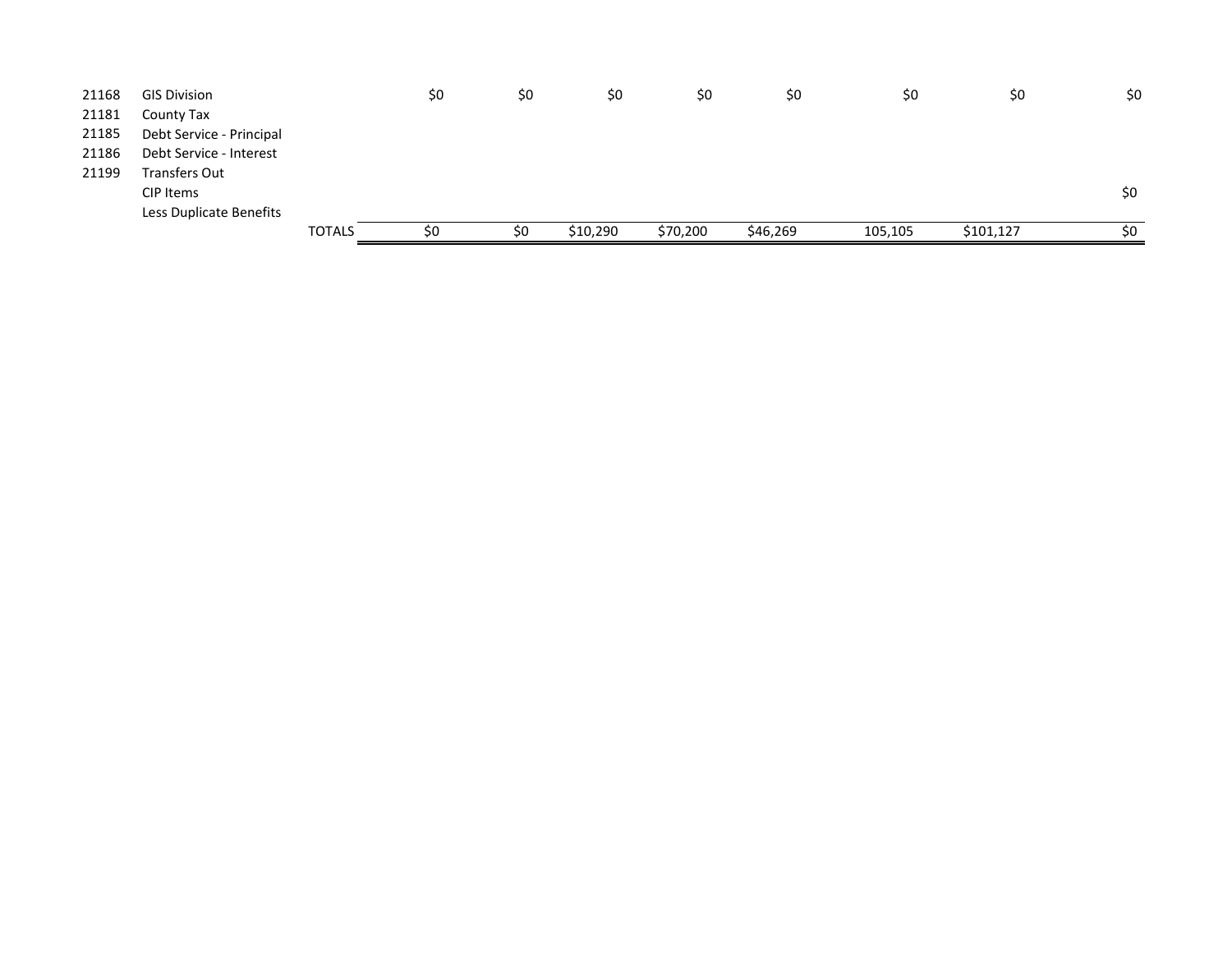| | | | | | | | | | | |
|---|---|---|---|---|---|---|---|---|---|---|
| 21168 | GIS Division | | $0 | $0 | $0 | $0 | $0 | $0 | $0 | $0 |
| 21181 | County Tax | | | | | | | | | |
| 21185 | Debt Service - Principal | | | | | | | | | |
| 21186 | Debt Service - Interest | | | | | | | | | |
| 21199 | Transfers Out | | | | | | | | | |
| | CIP Items | | | | | | | | | $0 |
| | Less Duplicate Benefits | | | | | | | | | |
| | | TOTALS | $0 | $0 | $10,290 | $70,200 | $46,269 | 105,105 | $101,127 | $0 |